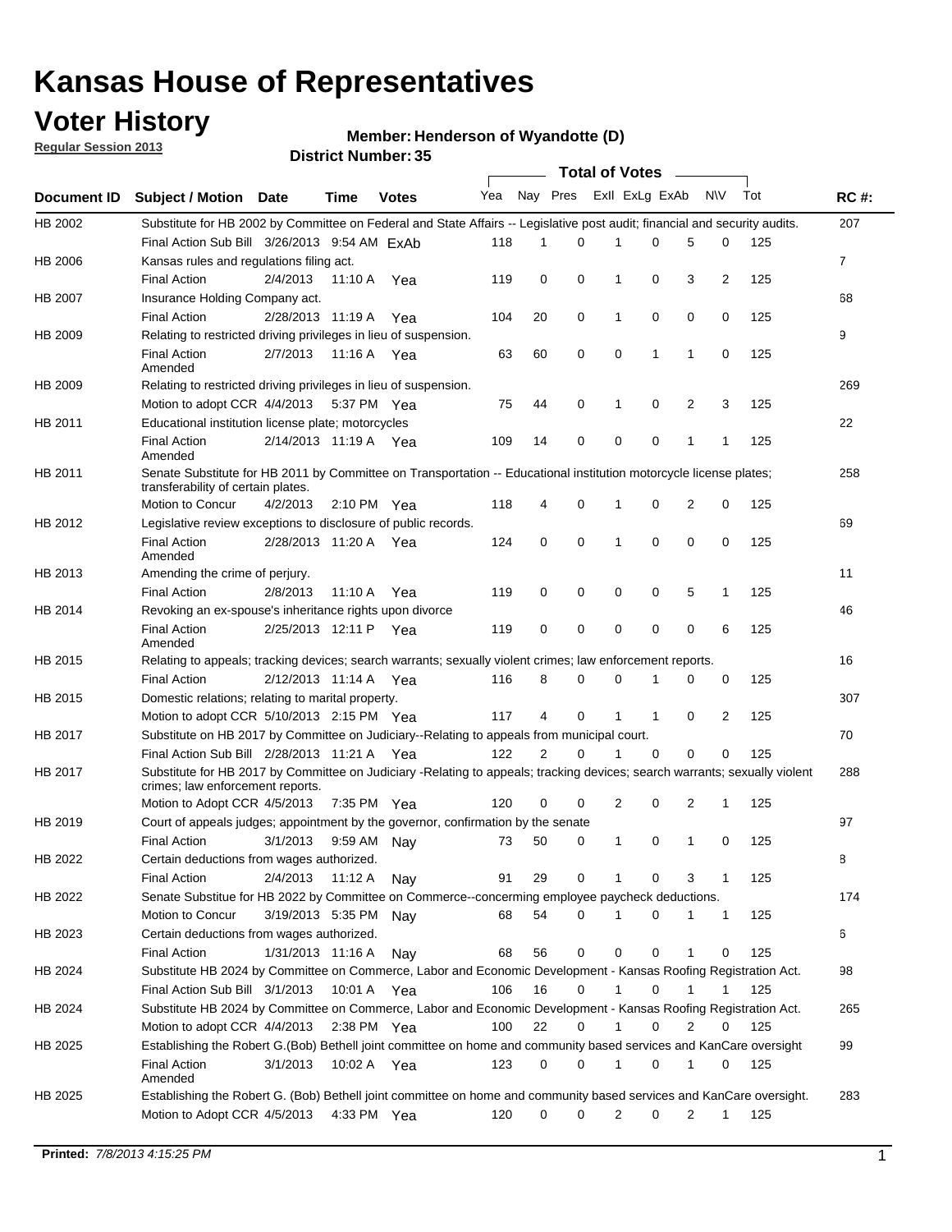# Kansas House of Representatives

## Voter History

**Regular Session 2013**

**Member: Henderson of Wyandotte (D)**

**District Number: 35**

| Document ID | Subject / Motion | Date | Time | Votes | Yea | Nay | Pres | ExII | ExLg | ExAb | N\V | Tot | RC #: |
|---|---|---|---|---|---|---|---|---|---|---|---|---|---|
| HB 2002 | Substitute for HB 2002 by Committee on Federal and State Affairs -- Legislative post audit; financial and security audits. | | | | | | | | | | | | 207 |
| | Final Action Sub Bill | 3/26/2013 | 9:54 AM | ExAb | 118 | 1 | 0 | 1 | 0 | 5 | 0 | 125 | |
| HB 2006 | Kansas rules and regulations filing act. | | | | | | | | | | | | 7 |
| | Final Action | 2/4/2013 | 11:10 A | Yea | 119 | 0 | 0 | 1 | 0 | 3 | 2 | 125 | |
| HB 2007 | Insurance Holding Company act. | | | | | | | | | | | | 68 |
| | Final Action | 2/28/2013 | 11:19 A | Yea | 104 | 20 | 0 | 1 | 0 | 0 | 0 | 125 | |
| HB 2009 | Relating to restricted driving privileges in lieu of suspension. | | | | | | | | | | | | 9 |
| | Final Action Amended | 2/7/2013 | 11:16 A | Yea | 63 | 60 | 0 | 0 | 1 | 1 | 0 | 125 | |
| HB 2009 | Relating to restricted driving privileges in lieu of suspension. | | | | | | | | | | | | 269 |
| | Motion to adopt CCR | 4/4/2013 | 5:37 PM | Yea | 75 | 44 | 0 | 1 | 0 | 2 | 3 | 125 | |
| HB 2011 | Educational institution license plate; motorcycles | | | | | | | | | | | | 22 |
| | Final Action Amended | 2/14/2013 | 11:19 A | Yea | 109 | 14 | 0 | 0 | 0 | 1 | 1 | 125 | |
| HB 2011 | Senate Substitute for HB 2011 by Committee on Transportation -- Educational institution motorcycle license plates; transferability of certain plates. | | | | | | | | | | | | 258 |
| | Motion to Concur | 4/2/2013 | 2:10 PM | Yea | 118 | 4 | 0 | 1 | 0 | 2 | 0 | 125 | |
| HB 2012 | Legislative review exceptions to disclosure of public records. | | | | | | | | | | | | 69 |
| | Final Action Amended | 2/28/2013 | 11:20 A | Yea | 124 | 0 | 0 | 1 | 0 | 0 | 0 | 125 | |
| HB 2013 | Amending the crime of perjury. | | | | | | | | | | | | 11 |
| | Final Action | 2/8/2013 | 11:10 A | Yea | 119 | 0 | 0 | 0 | 0 | 5 | 1 | 125 | |
| HB 2014 | Revoking an ex-spouse's inheritance rights upon divorce | | | | | | | | | | | | 46 |
| | Final Action Amended | 2/25/2013 | 12:11 P | Yea | 119 | 0 | 0 | 0 | 0 | 0 | 6 | 125 | |
| HB 2015 | Relating to appeals; tracking devices; search warrants; sexually violent crimes; law enforcement reports. | | | | | | | | | | | | 16 |
| | Final Action | 2/12/2013 | 11:14 A | Yea | 116 | 8 | 0 | 0 | 1 | 0 | 0 | 125 | |
| HB 2015 | Domestic relations; relating to marital property. | | | | | | | | | | | | 307 |
| | Motion to adopt CCR | 5/10/2013 | 2:15 PM | Yea | 117 | 4 | 0 | 1 | 1 | 0 | 2 | 125 | |
| HB 2017 | Substitute on HB 2017 by Committee on Judiciary--Relating to appeals from municipal court. | | | | | | | | | | | | 70 |
| | Final Action Sub Bill | 2/28/2013 | 11:21 A | Yea | 122 | 2 | 0 | 1 | 0 | 0 | 0 | 125 | |
| HB 2017 | Substitute for HB 2017 by Committee on Judiciary -Relating to appeals; tracking devices; search warrants; sexually violent crimes; law enforcement reports. | | | | | | | | | | | | 288 |
| | Motion to Adopt CCR | 4/5/2013 | 7:35 PM | Yea | 120 | 0 | 0 | 2 | 0 | 2 | 1 | 125 | |
| HB 2019 | Court of appeals judges; appointment by the governor, confirmation by the senate | | | | | | | | | | | | 97 |
| | Final Action | 3/1/2013 | 9:59 AM | Nay | 73 | 50 | 0 | 1 | 0 | 1 | 0 | 125 | |
| HB 2022 | Certain deductions from wages authorized. | | | | | | | | | | | | 8 |
| | Final Action | 2/4/2013 | 11:12 A | Nay | 91 | 29 | 0 | 1 | 0 | 3 | 1 | 125 | |
| HB 2022 | Senate Substitue for HB 2022 by Committee on Commerce--concerning employee paycheck deductions. | | | | | | | | | | | | 174 |
| | Motion to Concur | 3/19/2013 | 5:35 PM | Nay | 68 | 54 | 0 | 1 | 0 | 1 | 1 | 125 | |
| HB 2023 | Certain deductions from wages authorized. | | | | | | | | | | | | 6 |
| | Final Action | 1/31/2013 | 11:16 A | Nay | 68 | 56 | 0 | 0 | 0 | 1 | 0 | 125 | |
| HB 2024 | Substitute HB 2024 by Committee on Commerce, Labor and Economic Development - Kansas Roofing Registration Act. | | | | | | | | | | | | 98 |
| | Final Action Sub Bill | 3/1/2013 | 10:01 A | Yea | 106 | 16 | 0 | 1 | 0 | 1 | 1 | 125 | |
| HB 2024 | Substitute HB 2024 by Committee on Commerce, Labor and Economic Development - Kansas Roofing Registration Act. | | | | | | | | | | | | 265 |
| | Motion to adopt CCR | 4/4/2013 | 2:38 PM | Yea | 100 | 22 | 0 | 1 | 0 | 2 | 0 | 125 | |
| HB 2025 | Establishing the Robert G.(Bob) Bethell joint committee on home and community based services and KanCare oversight | | | | | | | | | | | | 99 |
| | Final Action Amended | 3/1/2013 | 10:02 A | Yea | 123 | 0 | 0 | 1 | 0 | 1 | 0 | 125 | |
| HB 2025 | Establishing the Robert G. (Bob) Bethell joint committee on home and community based services and KanCare oversight. | | | | | | | | | | | | 283 |
| | Motion to Adopt CCR | 4/5/2013 | 4:33 PM | Yea | 120 | 0 | 0 | 2 | 0 | 2 | 1 | 125 | |

**Printed:** *7/8/2013 4:15:25 PM*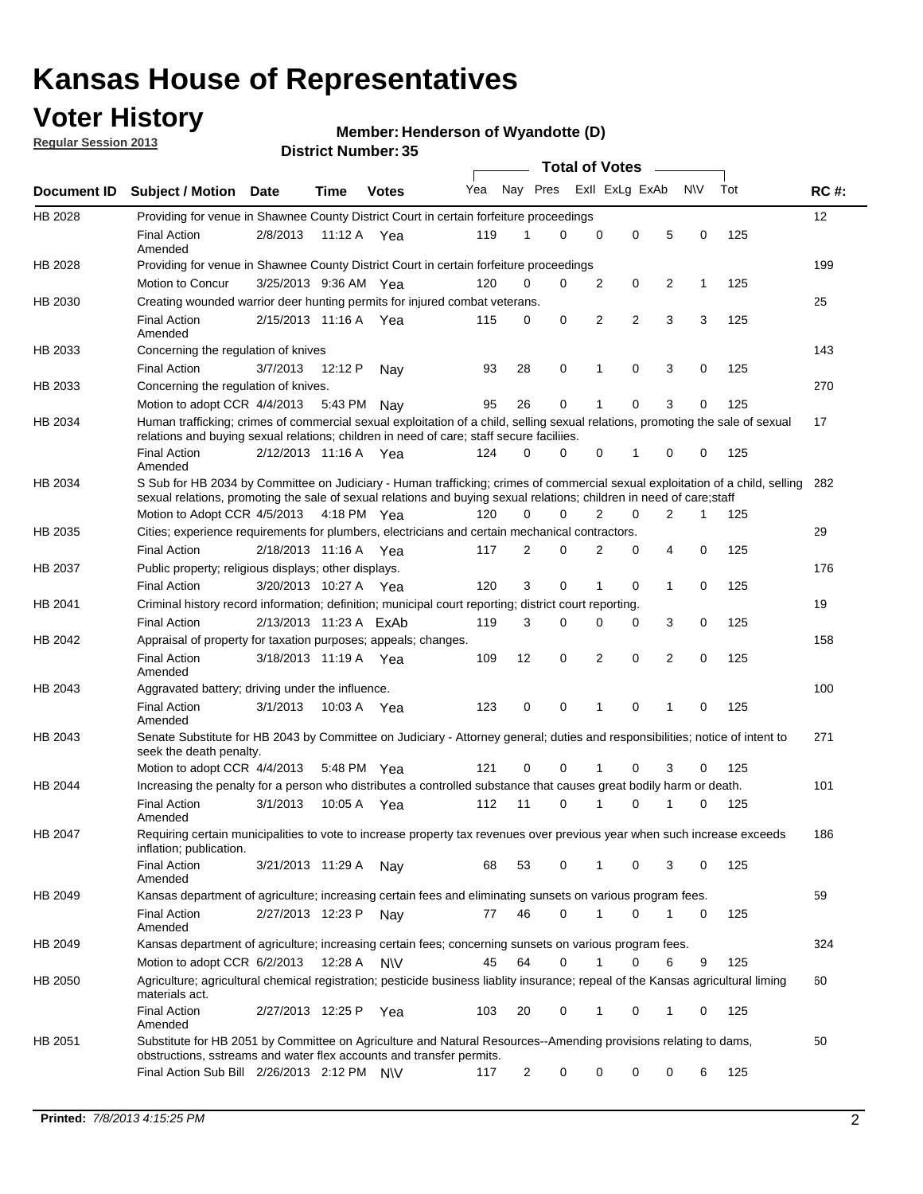# Kansas House of Representatives

## Voter History

**Regular Session 2013**

**Member: Henderson of Wyandotte (D)**

**District Number: 35**

| Document ID | Subject / Motion | Date | Time | Votes | Yea | Nay | Pres | ExII | ExLg | ExAb | N\V | Tot | RC #: |
|---|---|---|---|---|---|---|---|---|---|---|---|---|---|
| HB 2028 | Providing for venue in Shawnee County District Court in certain forfeiture proceedings | | | | | | | | | | | | 12 |
| | Final Action Amended | 2/8/2013 | 11:12 A | Yea | 119 | 1 | 0 | 0 | 0 | 5 | 0 | 125 | |
| HB 2028 | Providing for venue in Shawnee County District Court in certain forfeiture proceedings | | | | | | | | | | | | 199 |
| | Motion to Concur | 3/25/2013 | 9:36 AM | Yea | 120 | 0 | 0 | 2 | 0 | 2 | 1 | 125 | |
| HB 2030 | Creating wounded warrior deer hunting permits for injured combat veterans. | | | | | | | | | | | | 25 |
| | Final Action Amended | 2/15/2013 | 11:16 A | Yea | 115 | 0 | 0 | 2 | 2 | 3 | 3 | 125 | |
| HB 2033 | Concerning the regulation of knives | | | | | | | | | | | | 143 |
| | Final Action | 3/7/2013 | 12:12 P | Nay | 93 | 28 | 0 | 1 | 0 | 3 | 0 | 125 | |
| HB 2033 | Concerning the regulation of knives. | | | | | | | | | | | | 270 |
| | Motion to adopt CCR | 4/4/2013 | 5:43 PM | Nay | 95 | 26 | 0 | 1 | 0 | 3 | 0 | 125 | |
| HB 2034 | Human trafficking; crimes of commercial sexual exploitation of a child, selling sexual relations, promoting the sale of sexual relations and buying sexual relations; children in need of care; staff secure faciliies. | | | | | | | | | | | | 17 |
| | Final Action Amended | 2/12/2013 | 11:16 A | Yea | 124 | 0 | 0 | 0 | 1 | 0 | 0 | 125 | |
| HB 2034 | S Sub for HB 2034 by Committee on Judiciary - Human trafficking; crimes of commercial sexual exploitation of a child, selling sexual relations, promoting the sale of sexual relations and buying sexual relations; children in need of care;staff | | | | | | | | | | | | 282 |
| | Motion to Adopt CCR | 4/5/2013 | 4:18 PM | Yea | 120 | 0 | 0 | 2 | 0 | 2 | 1 | 125 | |
| HB 2035 | Cities; experience requirements for plumbers, electricians and certain mechanical contractors. | | | | | | | | | | | | 29 |
| | Final Action | 2/18/2013 | 11:16 A | Yea | 117 | 2 | 0 | 2 | 0 | 4 | 0 | 125 | |
| HB 2037 | Public property; religious displays; other displays. | | | | | | | | | | | | 176 |
| | Final Action | 3/20/2013 | 10:27 A | Yea | 120 | 3 | 0 | 1 | 0 | 1 | 0 | 125 | |
| HB 2041 | Criminal history record information; definition; municipal court reporting; district court reporting. | | | | | | | | | | | | 19 |
| | Final Action | 2/13/2013 | 11:23 A | ExAb | 119 | 3 | 0 | 0 | 0 | 3 | 0 | 125 | |
| HB 2042 | Appraisal of property for taxation purposes; appeals; changes. | | | | | | | | | | | | 158 |
| | Final Action Amended | 3/18/2013 | 11:19 A | Yea | 109 | 12 | 0 | 2 | 0 | 2 | 0 | 125 | |
| HB 2043 | Aggravated battery; driving under the influence. | | | | | | | | | | | | 100 |
| | Final Action Amended | 3/1/2013 | 10:03 A | Yea | 123 | 0 | 0 | 1 | 0 | 1 | 0 | 125 | |
| HB 2043 | Senate Substitute for HB 2043 by Committee on Judiciary - Attorney general; duties and responsibilities; notice of intent to seek the death penalty. | | | | | | | | | | | | 271 |
| | Motion to adopt CCR | 4/4/2013 | 5:48 PM | Yea | 121 | 0 | 0 | 1 | 0 | 3 | 0 | 125 | |
| HB 2044 | Increasing the penalty for a person who distributes a controlled substance that causes great bodily harm or death. | | | | | | | | | | | | 101 |
| | Final Action Amended | 3/1/2013 | 10:05 A | Yea | 112 | 11 | 0 | 1 | 0 | 1 | 0 | 125 | |
| HB 2047 | Requiring certain municipalities to vote to increase property tax revenues over previous year when such increase exceeds inflation; publication. | | | | | | | | | | | | 186 |
| | Final Action Amended | 3/21/2013 | 11:29 A | Nay | 68 | 53 | 0 | 1 | 0 | 3 | 0 | 125 | |
| HB 2049 | Kansas department of agriculture; increasing certain fees and eliminating sunsets on various program fees. | | | | | | | | | | | | 59 |
| | Final Action Amended | 2/27/2013 | 12:23 P | Nay | 77 | 46 | 0 | 1 | 0 | 1 | 0 | 125 | |
| HB 2049 | Kansas department of agriculture; increasing certain fees; concerning sunsets on various program fees. | | | | | | | | | | | | 324 |
| | Motion to adopt CCR | 6/2/2013 | 12:28 A | N\V | 45 | 64 | 0 | 1 | 0 | 6 | 9 | 125 | |
| HB 2050 | Agriculture; agricultural chemical registration; pesticide business liablity insurance; repeal of the Kansas agricultural liming materials act. | | | | | | | | | | | | 60 |
| | Final Action Amended | 2/27/2013 | 12:25 P | Yea | 103 | 20 | 0 | 1 | 0 | 1 | 0 | 125 | |
| HB 2051 | Substitute for HB 2051 by Committee on Agriculture and Natural Resources--Amending provisions relating to dams, obstructions, sstreams and water flex accounts and transfer permits. | | | | | | | | | | | | 50 |
| | Final Action Sub Bill | 2/26/2013 | 2:12 PM | N\V | 117 | 2 | 0 | 0 | 0 | 0 | 6 | 125 | |

**Printed:** *7/8/2013 4:15:25 PM*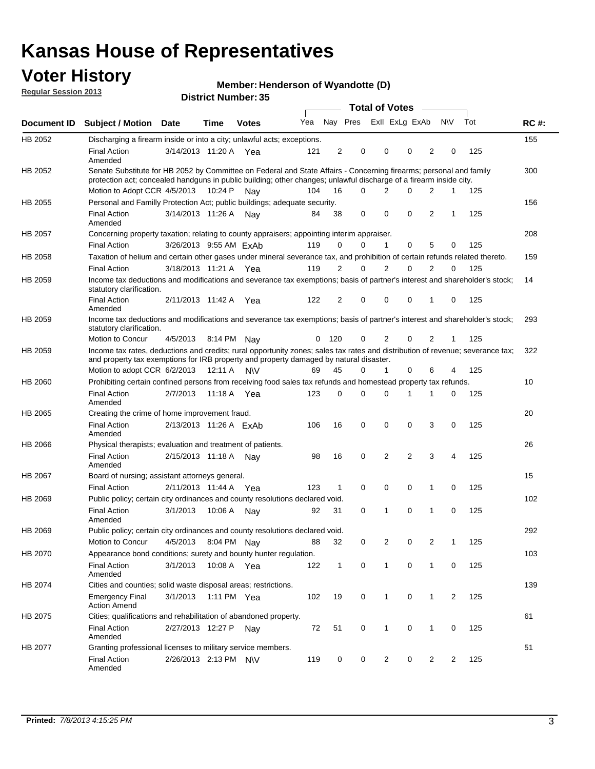# Kansas House of Representatives

## Voter History

**Regular Session 2013**

**Member: Henderson of Wyandotte (D)**

**District Number: 35**

| Document ID | Subject / Motion | Date | Time | Votes | Yea | Nay | Pres | ExII | ExLg | ExAb | N\V | Tot | RC #: |
|---|---|---|---|---|---|---|---|---|---|---|---|---|---|
| HB 2052 | Discharging a firearm inside or into a city; unlawful acts; exceptions. | | | | | | | | | | | | 155 |
| | Final Action Amended | 3/14/2013 | 11:20 A | Yea | 121 | 2 | 0 | 0 | 0 | 2 | 0 | 125 | |
| HB 2052 | Senate Substitute for HB 2052 by Committee on Federal and State Affairs - Concerning firearms; personal and family protection act; concealed handguns in public building; other changes; unlawful discharge of a firearm inside city. | | | | | | | | | | | | 300 |
| | Motion to Adopt CCR | 4/5/2013 | 10:24 P | Nay | 104 | 16 | 0 | 2 | 0 | 2 | 1 | 125 | |
| HB 2055 | Personal and Familly Protection Act; public buildings; adequate security. | | | | | | | | | | | | 156 |
| | Final Action Amended | 3/14/2013 | 11:26 A | Nay | 84 | 38 | 0 | 0 | 0 | 2 | 1 | 125 | |
| HB 2057 | Concerning property taxation; relating to county appraisers; appointing interim appraiser. | | | | | | | | | | | | 208 |
| | Final Action | 3/26/2013 | 9:55 AM | ExAb | 119 | 0 | 0 | 1 | 0 | 5 | 0 | 125 | |
| HB 2058 | Taxation of helium and certain other gases under mineral severance tax, and prohibition of certain refunds related thereto. | | | | | | | | | | | | 159 |
| | Final Action | 3/18/2013 | 11:21 A | Yea | 119 | 2 | 0 | 2 | 0 | 2 | 0 | 125 | |
| HB 2059 | Income tax deductions and modifications and severance tax exemptions; basis of partner's interest and shareholder's stock; statutory clarification. | | | | | | | | | | | | 14 |
| | Final Action Amended | 2/11/2013 | 11:42 A | Yea | 122 | 2 | 0 | 0 | 0 | 1 | 0 | 125 | |
| HB 2059 | Income tax deductions and modifications and severance tax exemptions; basis of partner's interest and shareholder's stock; statutory clarification. | | | | | | | | | | | | 293 |
| | Motion to Concur | 4/5/2013 | 8:14 PM | Nay | 0 | 120 | 0 | 2 | 0 | 2 | 1 | 125 | |
| HB 2059 | Income tax rates, deductions and credits; rural opportunity zones; sales tax rates and distribution of revenue; severance tax; and property tax exemptions for IRB property and property damaged by natural disaster. | | | | | | | | | | | | 322 |
| | Motion to adopt CCR | 6/2/2013 | 12:11 A | N\V | 69 | 45 | 0 | 1 | 0 | 6 | 4 | 125 | |
| HB 2060 | Prohibiting certain confined persons from receiving food sales tax refunds and homestead property tax refunds. | | | | | | | | | | | | 10 |
| | Final Action Amended | 2/7/2013 | 11:18 A | Yea | 123 | 0 | 0 | 0 | 1 | 1 | 0 | 125 | |
| HB 2065 | Creating the crime of home improvement fraud. | | | | | | | | | | | | 20 |
| | Final Action Amended | 2/13/2013 | 11:26 A | ExAb | 106 | 16 | 0 | 0 | 0 | 3 | 0 | 125 | |
| HB 2066 | Physical therapists; evaluation and treatment of patients. | | | | | | | | | | | | 26 |
| | Final Action Amended | 2/15/2013 | 11:18 A | Nay | 98 | 16 | 0 | 2 | 2 | 3 | 4 | 125 | |
| HB 2067 | Board of nursing; assistant attorneys general. | | | | | | | | | | | | 15 |
| | Final Action | 2/11/2013 | 11:44 A | Yea | 123 | 1 | 0 | 0 | 0 | 1 | 0 | 125 | |
| HB 2069 | Public policy; certain city ordinances and county resolutions declared void. | | | | | | | | | | | | 102 |
| | Final Action Amended | 3/1/2013 | 10:06 A | Nay | 92 | 31 | 0 | 1 | 0 | 1 | 0 | 125 | |
| HB 2069 | Public policy; certain city ordinances and county resolutions declared void. | | | | | | | | | | | | 292 |
| | Motion to Concur | 4/5/2013 | 8:04 PM | Nay | 88 | 32 | 0 | 2 | 0 | 2 | 1 | 125 | |
| HB 2070 | Appearance bond conditions; surety and bounty hunter regulation. | | | | | | | | | | | | 103 |
| | Final Action Amended | 3/1/2013 | 10:08 A | Yea | 122 | 1 | 0 | 1 | 0 | 1 | 0 | 125 | |
| HB 2074 | Cities and counties; solid waste disposal areas; restrictions. | | | | | | | | | | | | 139 |
| | Emergency Final Action Amend | 3/1/2013 | 1:11 PM | Yea | 102 | 19 | 0 | 1 | 0 | 1 | 2 | 125 | |
| HB 2075 | Cities; qualifications and rehabilitation of abandoned property. | | | | | | | | | | | | 61 |
| | Final Action Amended | 2/27/2013 | 12:27 P | Nay | 72 | 51 | 0 | 1 | 0 | 1 | 0 | 125 | |
| HB 2077 | Granting professional licenses to military service members. | | | | | | | | | | | | 51 |
| | Final Action Amended | 2/26/2013 | 2:13 PM | N\V | 119 | 0 | 0 | 2 | 0 | 2 | 2 | 125 | |

**Printed:** *7/8/2013 4:15:25 PM*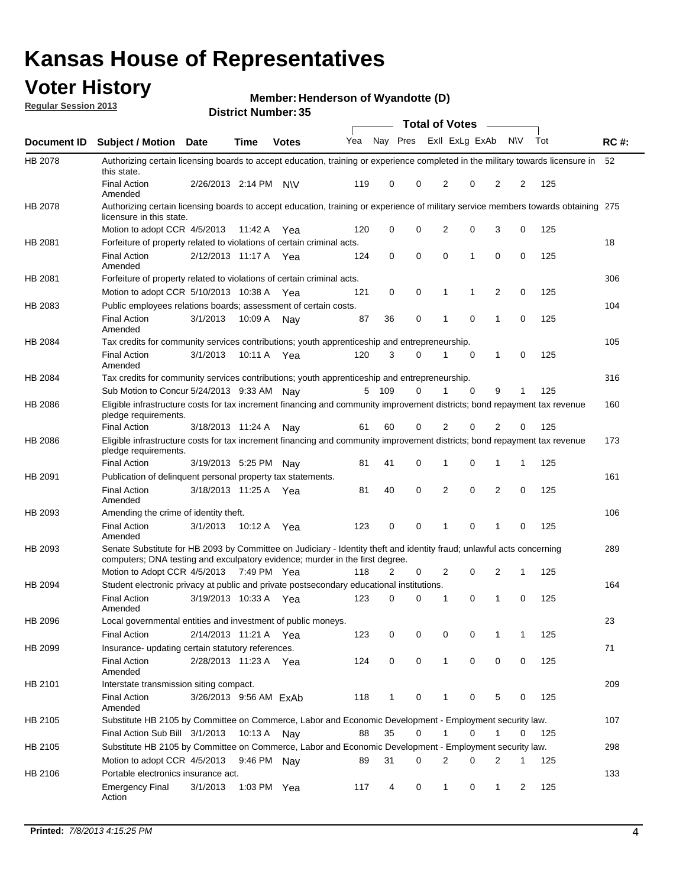# Kansas House of Representatives

## Voter History

**Regular Session 2013**

**Member: Henderson of Wyandotte (D)**

**District Number: 35**

| Document ID | Subject / Motion | Date | Time | Votes | Yea | Nay | Pres | ExII | ExLg | ExAb | N\V | Tot | RC #: |
|---|---|---|---|---|---|---|---|---|---|---|---|---|---|
| HB 2078 | Authorizing certain licensing boards to accept education, training or experience completed in the military towards licensure in this state. | | | | | | | | | | | | 52 |
| | Final Action Amended | 2/26/2013 | 2:14 PM | N\V | 119 | 0 | 0 | 2 | 0 | 2 | 2 | 125 | |
| HB 2078 | Authorizing certain licensing boards to accept education, training or experience of military service members towards obtaining licensure in this state. | | | | | | | | | | | | 275 |
| | Motion to adopt CCR | 4/5/2013 | 11:42 A | Yea | 120 | 0 | 0 | 2 | 0 | 3 | 0 | 125 | |
| HB 2081 | Forfeiture of property related to violations of certain criminal acts. | | | | | | | | | | | | 18 |
| | Final Action Amended | 2/12/2013 | 11:17 A | Yea | 124 | 0 | 0 | 0 | 1 | 0 | 0 | 125 | |
| HB 2081 | Forfeiture of property related to violations of certain criminal acts. | | | | | | | | | | | | 306 |
| | Motion to adopt CCR | 5/10/2013 | 10:38 A | Yea | 121 | 0 | 0 | 1 | 1 | 2 | 0 | 125 | |
| HB 2083 | Public employees relations boards; assessment of certain costs. | | | | | | | | | | | | 104 |
| | Final Action Amended | 3/1/2013 | 10:09 A | Nay | 87 | 36 | 0 | 1 | 0 | 1 | 0 | 125 | |
| HB 2084 | Tax credits for community services contributions; youth apprenticeship and entrepreneurship. | | | | | | | | | | | | 105 |
| | Final Action Amended | 3/1/2013 | 10:11 A | Yea | 120 | 3 | 0 | 1 | 0 | 1 | 0 | 125 | |
| HB 2084 | Tax credits for community services contributions; youth apprenticeship and entrepreneurship. | | | | | | | | | | | | 316 |
| | Sub Motion to Concur | 5/24/2013 | 9:33 AM | Nay | 5 | 109 | 0 | 1 | 0 | 9 | 1 | 125 | |
| HB 2086 | Eligible infrastructure costs for tax increment financing and community improvement districts; bond repayment tax revenue pledge requirements. | | | | | | | | | | | | 160 |
| | Final Action | 3/18/2013 | 11:24 A | Nay | 61 | 60 | 0 | 2 | 0 | 2 | 0 | 125 | |
| HB 2086 | Eligible infrastructure costs for tax increment financing and community improvement districts; bond repayment tax revenue pledge requirements. | | | | | | | | | | | | 173 |
| | Final Action | 3/19/2013 | 5:25 PM | Nay | 81 | 41 | 0 | 1 | 0 | 1 | 1 | 125 | |
| HB 2091 | Publication of delinquent personal property tax statements. | | | | | | | | | | | | 161 |
| | Final Action Amended | 3/18/2013 | 11:25 A | Yea | 81 | 40 | 0 | 2 | 0 | 2 | 0 | 125 | |
| HB 2093 | Amending the crime of identity theft. | | | | | | | | | | | | 106 |
| | Final Action Amended | 3/1/2013 | 10:12 A | Yea | 123 | 0 | 0 | 1 | 0 | 1 | 0 | 125 | |
| HB 2093 | Senate Substitute for HB 2093 by Committee on Judiciary - Identity theft and identity fraud; unlawful acts concerning computers; DNA testing and exculpatory evidence; murder in the first degree. | | | | | | | | | | | | 289 |
| | Motion to Adopt CCR | 4/5/2013 | 7:49 PM | Yea | 118 | 2 | 0 | 2 | 0 | 2 | 1 | 125 | |
| HB 2094 | Student electronic privacy at public and private postsecondary educational institutions. | | | | | | | | | | | | 164 |
| | Final Action Amended | 3/19/2013 | 10:33 A | Yea | 123 | 0 | 0 | 1 | 0 | 1 | 0 | 125 | |
| HB 2096 | Local governmental entities and investment of public moneys. | | | | | | | | | | | | 23 |
| | Final Action | 2/14/2013 | 11:21 A | Yea | 123 | 0 | 0 | 0 | 0 | 1 | 1 | 125 | |
| HB 2099 | Insurance- updating certain statutory references. | | | | | | | | | | | | 71 |
| | Final Action Amended | 2/28/2013 | 11:23 A | Yea | 124 | 0 | 0 | 1 | 0 | 0 | 0 | 125 | |
| HB 2101 | Interstate transmission siting compact. | | | | | | | | | | | | 209 |
| | Final Action Amended | 3/26/2013 | 9:56 AM | ExAb | 118 | 1 | 0 | 1 | 0 | 5 | 0 | 125 | |
| HB 2105 | Substitute HB 2105 by Committee on Commerce, Labor and Economic Development - Employment security law. | | | | | | | | | | | | 107 |
| | Final Action Sub Bill | 3/1/2013 | 10:13 A | Nay | 88 | 35 | 0 | 1 | 0 | 1 | 0 | 125 | |
| HB 2105 | Substitute HB 2105 by Committee on Commerce, Labor and Economic Development - Employment security law. | | | | | | | | | | | | 298 |
| | Motion to adopt CCR | 4/5/2013 | 9:46 PM | Nay | 89 | 31 | 0 | 2 | 0 | 2 | 1 | 125 | |
| HB 2106 | Portable electronics insurance act. | | | | | | | | | | | | 133 |
| | Emergency Final Action | 3/1/2013 | 1:03 PM | Yea | 117 | 4 | 0 | 1 | 0 | 1 | 2 | 125 | |

**Printed:** *7/8/2013 4:15:25 PM*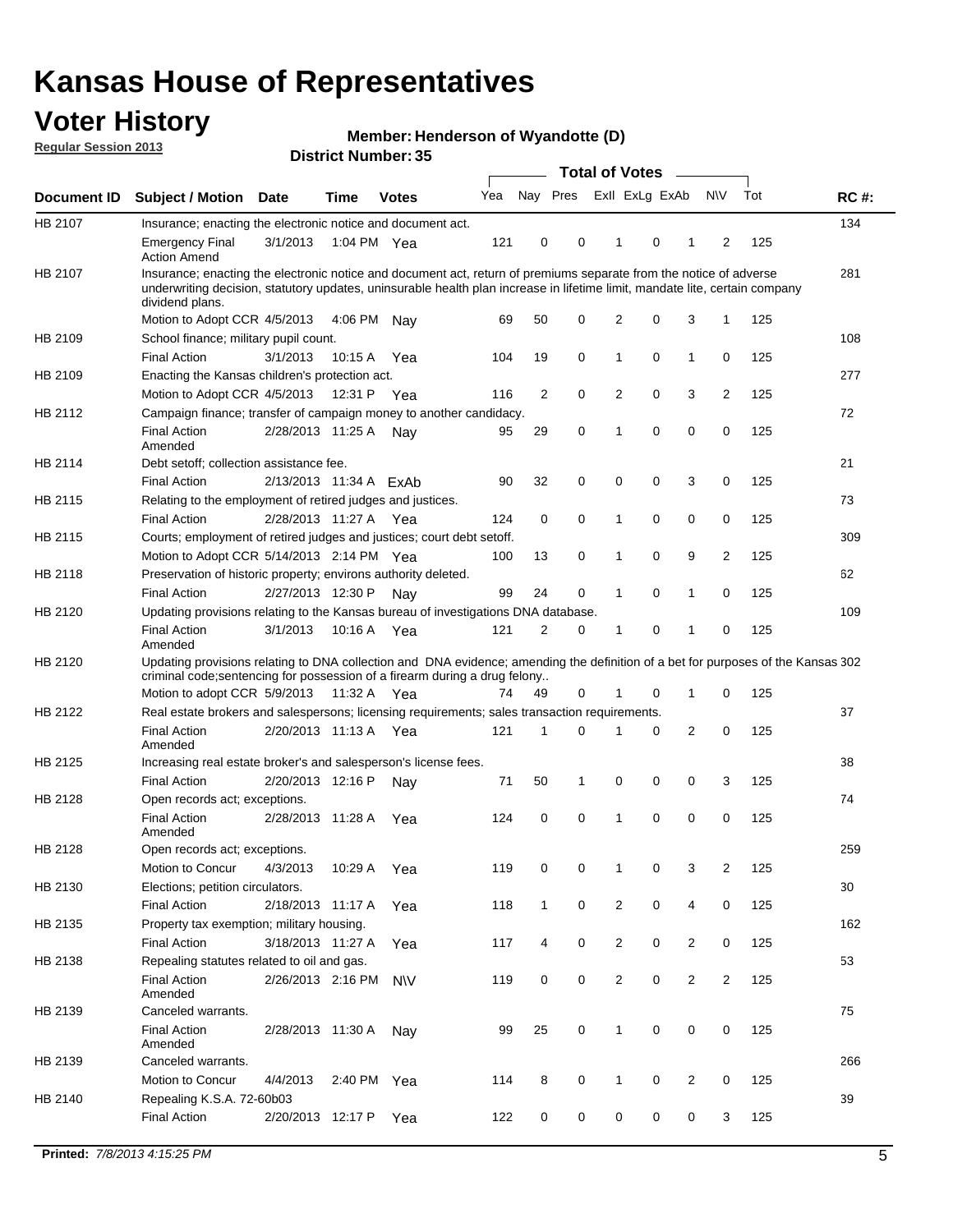# Kansas House of Representatives

## Voter History

**Regular Session 2013**

**Member: Henderson of Wyandotte (D)**

**District Number: 35**

| Document ID | Subject / Motion | Date | Time | Votes | Yea | Nay | Pres | ExII | ExLg | ExAb | N\V | Tot | RC #: |
|---|---|---|---|---|---|---|---|---|---|---|---|---|---|
| HB 2107 | Insurance; enacting the electronic notice and document act. | | | | | | | | | | | | 134 |
| | Emergency Final Action Amend | 3/1/2013 | 1:04 PM | Yea | 121 | 0 | 0 | 1 | 0 | 1 | 2 | 125 | |
| HB 2107 | Insurance; enacting the electronic notice and document act, return of premiums separate from the notice of adverse underwriting decision, statutory updates, uninsurable health plan increase in lifetime limit, mandate lite, certain company dividend plans. | | | | | | | | | | | | 281 |
| | Motion to Adopt CCR | 4/5/2013 | 4:06 PM | Nay | 69 | 50 | 0 | 2 | 0 | 3 | 1 | 125 | |
| HB 2109 | School finance; military pupil count. | | | | | | | | | | | | 108 |
| | Final Action | 3/1/2013 | 10:15 A | Yea | 104 | 19 | 0 | 1 | 0 | 1 | 0 | 125 | |
| HB 2109 | Enacting the Kansas children's protection act. | | | | | | | | | | | | 277 |
| | Motion to Adopt CCR | 4/5/2013 | 12:31 P | Yea | 116 | 2 | 0 | 2 | 0 | 3 | 2 | 125 | |
| HB 2112 | Campaign finance; transfer of campaign money to another candidacy. | | | | | | | | | | | | 72 |
| | Final Action Amended | 2/28/2013 | 11:25 A | Nay | 95 | 29 | 0 | 1 | 0 | 0 | 0 | 125 | |
| HB 2114 | Debt setoff; collection assistance fee. | | | | | | | | | | | | 21 |
| | Final Action | 2/13/2013 | 11:34 A | ExAb | 90 | 32 | 0 | 0 | 0 | 3 | 0 | 125 | |
| HB 2115 | Relating to the employment of retired judges and justices. | | | | | | | | | | | | 73 |
| | Final Action | 2/28/2013 | 11:27 A | Yea | 124 | 0 | 0 | 1 | 0 | 0 | 0 | 125 | |
| HB 2115 | Courts; employment of retired judges and justices; court debt setoff. | | | | | | | | | | | | 309 |
| | Motion to Adopt CCR | 5/14/2013 | 2:14 PM | Yea | 100 | 13 | 0 | 1 | 0 | 9 | 2 | 125 | |
| HB 2118 | Preservation of historic property; environs authority deleted. | | | | | | | | | | | | 62 |
| | Final Action | 2/27/2013 | 12:30 P | Nay | 99 | 24 | 0 | 1 | 0 | 1 | 0 | 125 | |
| HB 2120 | Updating provisions relating to the Kansas bureau of investigations DNA database. | | | | | | | | | | | | 109 |
| | Final Action Amended | 3/1/2013 | 10:16 A | Yea | 121 | 2 | 0 | 1 | 0 | 1 | 0 | 125 | |
| HB 2120 | Updating provisions relating to DNA collection and DNA evidence; amending the definition of a bet for purposes of the Kansas criminal code;sentencing for possession of a firearm during a drug felony.. | | | | | | | | | | | | 302 |
| | Motion to adopt CCR | 5/9/2013 | 11:32 A | Yea | 74 | 49 | 0 | 1 | 0 | 1 | 0 | 125 | |
| HB 2122 | Real estate brokers and salespersons; licensing requirements; sales transaction requirements. | | | | | | | | | | | | 37 |
| | Final Action Amended | 2/20/2013 | 11:13 A | Yea | 121 | 1 | 0 | 1 | 0 | 2 | 0 | 125 | |
| HB 2125 | Increasing real estate broker's and salesperson's license fees. | | | | | | | | | | | | 38 |
| | Final Action | 2/20/2013 | 12:16 P | Nay | 71 | 50 | 1 | 0 | 0 | 0 | 3 | 125 | |
| HB 2128 | Open records act; exceptions. | | | | | | | | | | | | 74 |
| | Final Action Amended | 2/28/2013 | 11:28 A | Yea | 124 | 0 | 0 | 1 | 0 | 0 | 0 | 125 | |
| HB 2128 | Open records act; exceptions. | | | | | | | | | | | | 259 |
| | Motion to Concur | 4/3/2013 | 10:29 A | Yea | 119 | 0 | 0 | 1 | 0 | 3 | 2 | 125 | |
| HB 2130 | Elections; petition circulators. | | | | | | | | | | | | 30 |
| | Final Action | 2/18/2013 | 11:17 A | Yea | 118 | 1 | 0 | 2 | 0 | 4 | 0 | 125 | |
| HB 2135 | Property tax exemption; military housing. | | | | | | | | | | | | 162 |
| | Final Action | 3/18/2013 | 11:27 A | Yea | 117 | 4 | 0 | 2 | 0 | 2 | 0 | 125 | |
| HB 2138 | Repealing statutes related to oil and gas. | | | | | | | | | | | | 53 |
| | Final Action Amended | 2/26/2013 | 2:16 PM | N\V | 119 | 0 | 0 | 2 | 0 | 2 | 2 | 125 | |
| HB 2139 | Canceled warrants. | | | | | | | | | | | | 75 |
| | Final Action Amended | 2/28/2013 | 11:30 A | Nay | 99 | 25 | 0 | 1 | 0 | 0 | 0 | 125 | |
| HB 2139 | Canceled warrants. | | | | | | | | | | | | 266 |
| | Motion to Concur | 4/4/2013 | 2:40 PM | Yea | 114 | 8 | 0 | 1 | 0 | 2 | 0 | 125 | |
| HB 2140 | Repealing K.S.A. 72-60b03 | | | | | | | | | | | | 39 |
| | Final Action | 2/20/2013 | 12:17 P | Yea | 122 | 0 | 0 | 0 | 0 | 0 | 3 | 125 | |

**Printed:** *7/8/2013 4:15:25 PM*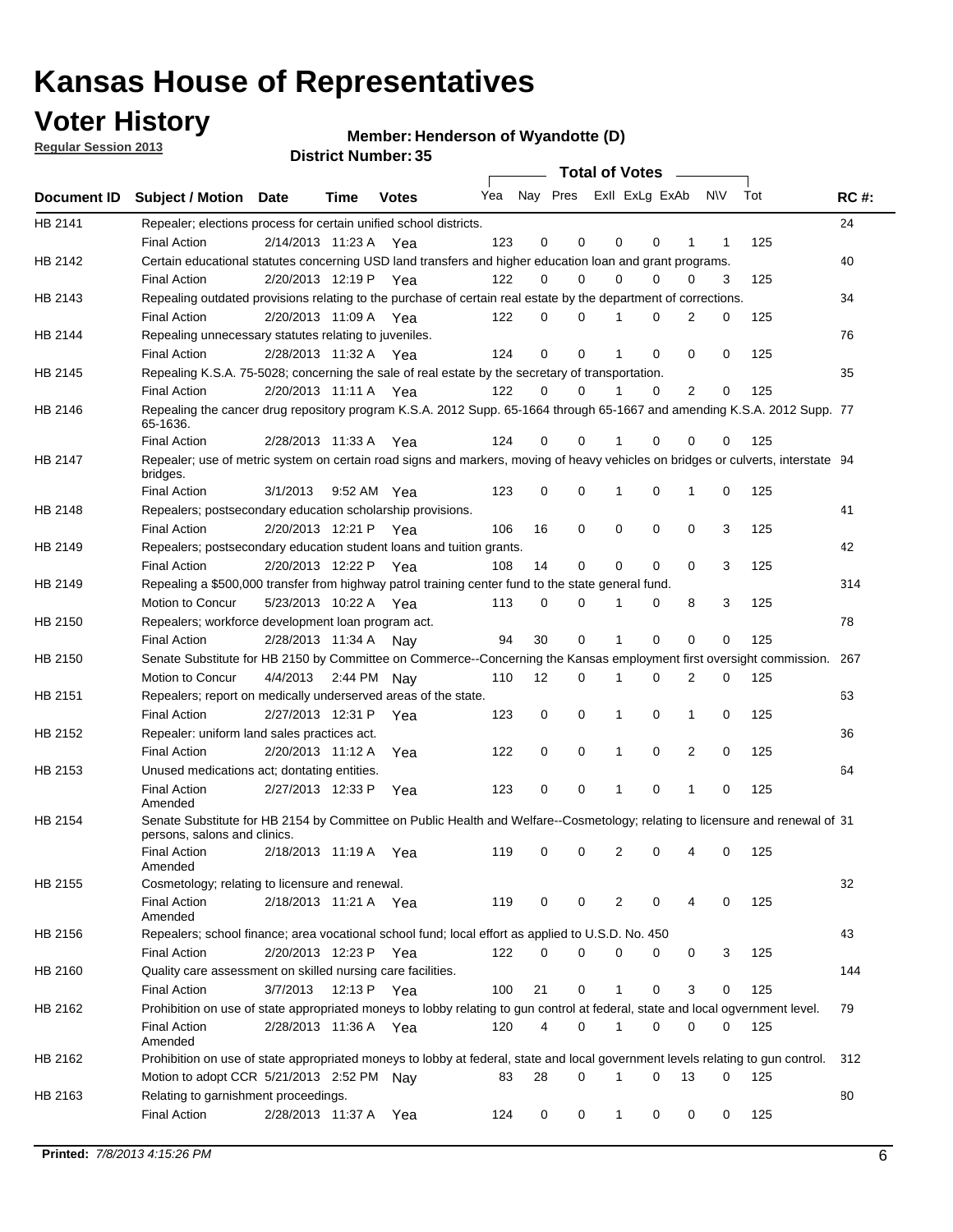# Kansas House of Representatives

## Voter History

**Regular Session 2013**

**Member: Henderson of Wyandotte (D)**

**District Number: 35**

| Document ID | Subject / Motion | Date | Time | Votes | Yea | Nay | Pres | ExII | ExLg | ExAb | N\V | Tot | RC #: |
|---|---|---|---|---|---|---|---|---|---|---|---|---|---|
| HB 2141 | Repealer; elections process for certain unified school districts. | | | | | | | | | | | | 24 |
| | Final Action | 2/14/2013 | 11:23 A | Yea | 123 | 0 | 0 | 0 | 0 | 1 | 1 | 125 | |
| HB 2142 | Certain educational statutes concerning USD land transfers and higher education loan and grant programs. | | | | | | | | | | | | 40 |
| | Final Action | 2/20/2013 | 12:19 P | Yea | 122 | 0 | 0 | 0 | 0 | 0 | 3 | 125 | |
| HB 2143 | Repealing outdated provisions relating to the purchase of certain real estate by the department of corrections. | | | | | | | | | | | | 34 |
| | Final Action | 2/20/2013 | 11:09 A | Yea | 122 | 0 | 0 | 1 | 0 | 2 | 0 | 125 | |
| HB 2144 | Repealing unnecessary statutes relating to juveniles. | | | | | | | | | | | | 76 |
| | Final Action | 2/28/2013 | 11:32 A | Yea | 124 | 0 | 0 | 1 | 0 | 0 | 0 | 125 | |
| HB 2145 | Repealing K.S.A. 75-5028; concerning the sale of real estate by the secretary of transportation. | | | | | | | | | | | | 35 |
| | Final Action | 2/20/2013 | 11:11 A | Yea | 122 | 0 | 0 | 1 | 0 | 2 | 0 | 125 | |
| HB 2146 | Repealing the cancer drug repository program K.S.A. 2012 Supp. 65-1664 through 65-1667 and amending K.S.A. 2012 Supp. 65-1636. | | | | | | | | | | | | 77 |
| | Final Action | 2/28/2013 | 11:33 A | Yea | 124 | 0 | 0 | 1 | 0 | 0 | 0 | 125 | |
| HB 2147 | Repealer; use of metric system on certain road signs and markers, moving of heavy vehicles on bridges or culverts, interstate bridges. | | | | | | | | | | | | 94 |
| | Final Action | 3/1/2013 | 9:52 AM | Yea | 123 | 0 | 0 | 1 | 0 | 1 | 0 | 125 | |
| HB 2148 | Repealers; postsecondary education scholarship provisions. | | | | | | | | | | | | 41 |
| | Final Action | 2/20/2013 | 12:21 P | Yea | 106 | 16 | 0 | 0 | 0 | 0 | 3 | 125 | |
| HB 2149 | Repealers; postsecondary education student loans and tuition grants. | | | | | | | | | | | | 42 |
| | Final Action | 2/20/2013 | 12:22 P | Yea | 108 | 14 | 0 | 0 | 0 | 0 | 3 | 125 | |
| HB 2149 | Repealing a $500,000 transfer from highway patrol training center fund to the state general fund. | | | | | | | | | | | | 314 |
| | Motion to Concur | 5/23/2013 | 10:22 A | Yea | 113 | 0 | 0 | 1 | 0 | 8 | 3 | 125 | |
| HB 2150 | Repealers; workforce development loan program act. | | | | | | | | | | | | 78 |
| | Final Action | 2/28/2013 | 11:34 A | Nay | 94 | 30 | 0 | 1 | 0 | 0 | 0 | 125 | |
| HB 2150 | Senate Substitute for HB 2150 by Committee on Commerce--Concerning the Kansas employment first oversight commission. | | | | | | | | | | | | 267 |
| | Motion to Concur | 4/4/2013 | 2:44 PM | Nay | 110 | 12 | 0 | 1 | 0 | 2 | 0 | 125 | |
| HB 2151 | Repealers; report on medically underserved areas of the state. | | | | | | | | | | | | 63 |
| | Final Action | 2/27/2013 | 12:31 P | Yea | 123 | 0 | 0 | 1 | 0 | 1 | 0 | 125 | |
| HB 2152 | Repealer: uniform land sales practices act. | | | | | | | | | | | | 36 |
| | Final Action | 2/20/2013 | 11:12 A | Yea | 122 | 0 | 0 | 1 | 0 | 2 | 0 | 125 | |
| HB 2153 | Unused medications act; dontating entities. | | | | | | | | | | | | 64 |
| | Final Action Amended | 2/27/2013 | 12:33 P | Yea | 123 | 0 | 0 | 1 | 0 | 1 | 0 | 125 | |
| HB 2154 | Senate Substitute for HB 2154 by Committee on Public Health and Welfare--Cosmetology; relating to licensure and renewal of persons, salons and clinics. | | | | | | | | | | | | 31 |
| | Final Action Amended | 2/18/2013 | 11:19 A | Yea | 119 | 0 | 0 | 2 | 0 | 4 | 0 | 125 | |
| HB 2155 | Cosmetology; relating to licensure and renewal. | | | | | | | | | | | | 32 |
| | Final Action Amended | 2/18/2013 | 11:21 A | Yea | 119 | 0 | 0 | 2 | 0 | 4 | 0 | 125 | |
| HB 2156 | Repealers; school finance; area vocational school fund; local effort as applied to U.S.D. No. 450 | | | | | | | | | | | | 43 |
| | Final Action | 2/20/2013 | 12:23 P | Yea | 122 | 0 | 0 | 0 | 0 | 0 | 3 | 125 | |
| HB 2160 | Quality care assessment on skilled nursing care facilities. | | | | | | | | | | | | 144 |
| | Final Action | 3/7/2013 | 12:13 P | Yea | 100 | 21 | 0 | 1 | 0 | 3 | 0 | 125 | |
| HB 2162 | Prohibition on use of state appropriated moneys to lobby relating to gun control at federal, state and local ogvernment level. | | | | | | | | | | | | 79 |
| | Final Action Amended | 2/28/2013 | 11:36 A | Yea | 120 | 4 | 0 | 1 | 0 | 0 | 0 | 125 | |
| HB 2162 | Prohibition on use of state appropriated moneys to lobby at federal, state and local government levels relating to gun control. | | | | | | | | | | | | 312 |
| | Motion to adopt CCR | 5/21/2013 | 2:52 PM | Nay | 83 | 28 | 0 | 1 | 0 | 13 | 0 | 125 | |
| HB 2163 | Relating to garnishment proceedings. | | | | | | | | | | | | 80 |
| | Final Action | 2/28/2013 | 11:37 A | Yea | 124 | 0 | 0 | 1 | 0 | 0 | 0 | 125 | |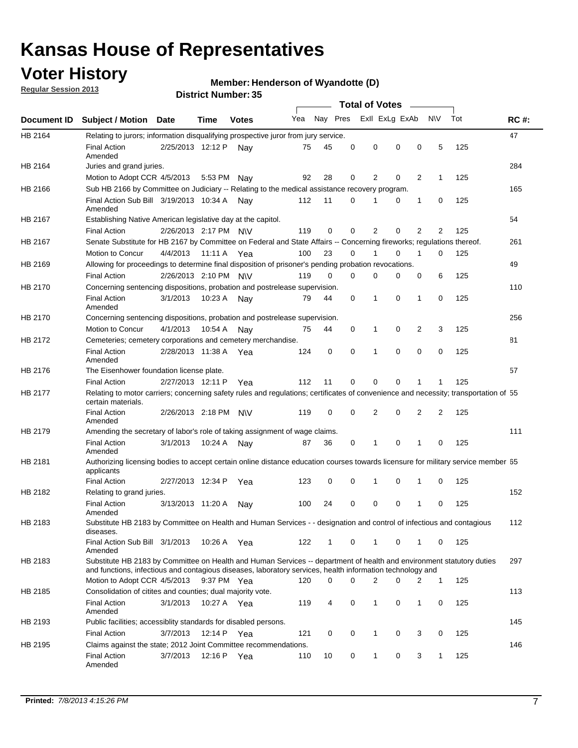# Kansas House of Representatives

## Voter History

**Regular Session 2013**

**Member: Henderson of Wyandotte (D)**

**District Number: 35**

| Document ID | Subject / Motion | Date | Time | Votes | Yea | Nay | Pres | Exll | ExLg | ExAb | N\V | Tot | RC #: |
|---|---|---|---|---|---|---|---|---|---|---|---|---|---|
| HB 2164 | Relating to jurors; information disqualifying prospective juror from jury service. | | | | | | | | | | | | 47 |
| | Final Action Amended | 2/25/2013 | 12:12 P | Nay | 75 | 45 | 0 | 0 | 0 | 0 | 5 | 125 | |
| HB 2164 | Juries and grand juries. | | | | | | | | | | | | 284 |
| | Motion to Adopt CCR | 4/5/2013 | 5:53 PM | Nay | 92 | 28 | 0 | 2 | 0 | 2 | 1 | 125 | |
| HB 2166 | Sub HB 2166 by Committee on Judiciary -- Relating to the medical assistance recovery program. | | | | | | | | | | | | 165 |
| | Final Action Sub Bill Amended | 3/19/2013 | 10:34 A | Nay | 112 | 11 | 0 | 1 | 0 | 1 | 0 | 125 | |
| HB 2167 | Establishing Native American legislative day at the capitol. | | | | | | | | | | | | 54 |
| | Final Action | 2/26/2013 | 2:17 PM | N\V | 119 | 0 | 0 | 2 | 0 | 2 | 2 | 125 | |
| HB 2167 | Senate Substitute for HB 2167 by Committee on Federal and State Affairs -- Concerning fireworks; regulations thereof. | | | | | | | | | | | | 261 |
| | Motion to Concur | 4/4/2013 | 11:11 A | Yea | 100 | 23 | 0 | 1 | 0 | 1 | 0 | 125 | |
| HB 2169 | Allowing for proceedings to determine final disposition of prisoner's pending probation revocations. | | | | | | | | | | | | 49 |
| | Final Action | 2/26/2013 | 2:10 PM | N\V | 119 | 0 | 0 | 0 | 0 | 0 | 6 | 125 | |
| HB 2170 | Concerning sentencing dispositions, probation and postrelease supervision. | | | | | | | | | | | | 110 |
| | Final Action Amended | 3/1/2013 | 10:23 A | Nay | 79 | 44 | 0 | 1 | 0 | 1 | 0 | 125 | |
| HB 2170 | Concerning sentencing dispositions, probation and postrelease supervision. | | | | | | | | | | | | 256 |
| | Motion to Concur | 4/1/2013 | 10:54 A | Nay | 75 | 44 | 0 | 1 | 0 | 2 | 3 | 125 | |
| HB 2172 | Cemeteries; cemetery corporations and cemetery merchandise. | | | | | | | | | | | | 81 |
| | Final Action Amended | 2/28/2013 | 11:38 A | Yea | 124 | 0 | 0 | 1 | 0 | 0 | 0 | 125 | |
| HB 2176 | The Eisenhower foundation license plate. | | | | | | | | | | | | 57 |
| | Final Action | 2/27/2013 | 12:11 P | Yea | 112 | 11 | 0 | 0 | 0 | 1 | 1 | 125 | |
| HB 2177 | Relating to motor carriers; concerning safety rules and regulations; certificates of convenience and necessity; transportation of certain materials. | | | | | | | | | | | | 55 |
| | Final Action Amended | 2/26/2013 | 2:18 PM | N\V | 119 | 0 | 0 | 2 | 0 | 2 | 2 | 125 | |
| HB 2179 | Amending the secretary of labor's role of taking assignment of wage claims. | | | | | | | | | | | | 111 |
| | Final Action Amended | 3/1/2013 | 10:24 A | Nay | 87 | 36 | 0 | 1 | 0 | 1 | 0 | 125 | |
| HB 2181 | Authorizing licensing bodies to accept certain online distance education courses towards licensure for military service member applicants | | | | | | | | | | | | 65 |
| | Final Action | 2/27/2013 | 12:34 P | Yea | 123 | 0 | 0 | 1 | 0 | 1 | 0 | 125 | |
| HB 2182 | Relating to grand juries. | | | | | | | | | | | | 152 |
| | Final Action Amended | 3/13/2013 | 11:20 A | Nay | 100 | 24 | 0 | 0 | 0 | 1 | 0 | 125 | |
| HB 2183 | Substitute HB 2183 by Committee on Health and Human Services - - designation and control of infectious and contagious diseases. | | | | | | | | | | | | 112 |
| | Final Action Sub Bill Amended | 3/1/2013 | 10:26 A | Yea | 122 | 1 | 0 | 1 | 0 | 1 | 0 | 125 | |
| HB 2183 | Substitute HB 2183 by Committee on Health and Human Services -- department of health and environment statutory duties and functions, infectious and contagious diseases, laboratory services, health information technology and | | | | | | | | | | | | 297 |
| | Motion to Adopt CCR | 4/5/2013 | 9:37 PM | Yea | 120 | 0 | 0 | 2 | 0 | 2 | 1 | 125 | |
| HB 2185 | Consolidation of citites and counties; dual majority vote. | | | | | | | | | | | | 113 |
| | Final Action Amended | 3/1/2013 | 10:27 A | Yea | 119 | 4 | 0 | 1 | 0 | 1 | 0 | 125 | |
| HB 2193 | Public facilities; accessiblity standards for disabled persons. | | | | | | | | | | | | 145 |
| | Final Action | 3/7/2013 | 12:14 P | Yea | 121 | 0 | 0 | 1 | 0 | 3 | 0 | 125 | |
| HB 2195 | Claims against the state; 2012 Joint Committee recommendations. | | | | | | | | | | | | 146 |
| | Final Action Amended | 3/7/2013 | 12:16 P | Yea | 110 | 10 | 0 | 1 | 0 | 3 | 1 | 125 | |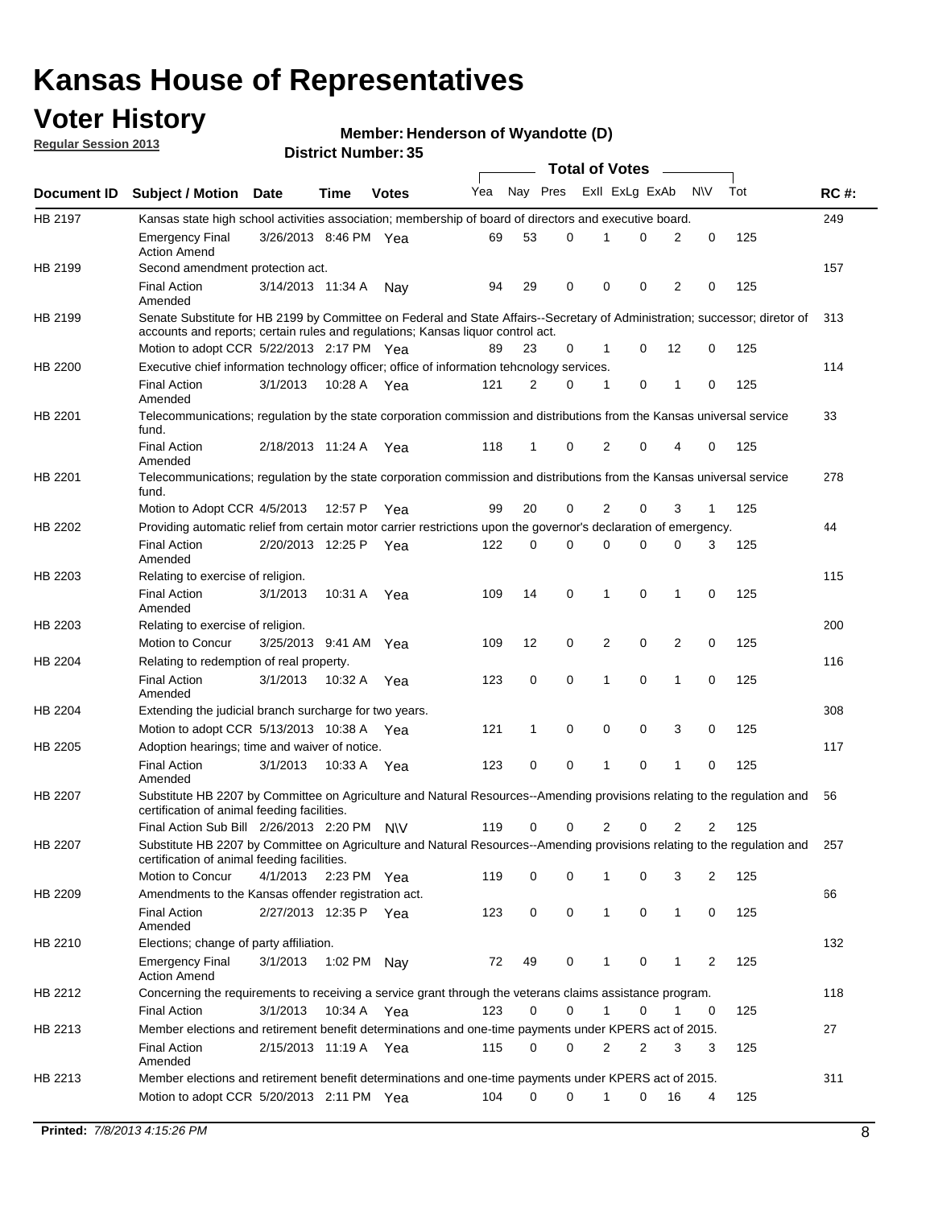# Kansas House of Representatives

## Voter History

**Regular Session 2013**

**Member: Henderson of Wyandotte (D)**

**District Number: 35**

| Document ID | Subject / Motion | Date | Time | Votes | Yea | Nay | Pres | ExII | ExLg | ExAb | N\V | Tot | RC #: |
|---|---|---|---|---|---|---|---|---|---|---|---|---|---|
| HB 2197 | Kansas state high school activities association; membership of board of directors and executive board. | | | | | | | | | | | | 249 |
| | Emergency Final Action Amend | 3/26/2013 | 8:46 PM | Yea | 69 | 53 | 0 | 1 | 0 | 2 | 0 | 125 | |
| HB 2199 | Second amendment protection act. | | | | | | | | | | | | 157 |
| | Final Action Amended | 3/14/2013 | 11:34 A | Nay | 94 | 29 | 0 | 0 | 0 | 2 | 0 | 125 | |
| HB 2199 | Senate Substitute for HB 2199 by Committee on Federal and State Affairs--Secretary of Administration; successor; diretor of accounts and reports; certain rules and regulations; Kansas liquor control act. | | | | | | | | | | | | 313 |
| | Motion to adopt CCR | 5/22/2013 | 2:17 PM | Yea | 89 | 23 | 0 | 1 | 0 | 12 | 0 | 125 | |
| HB 2200 | Executive chief information technology officer; office of information tehcnology services. | | | | | | | | | | | | 114 |
| | Final Action Amended | 3/1/2013 | 10:28 A | Yea | 121 | 2 | 0 | 1 | 0 | 1 | 0 | 125 | |
| HB 2201 | Telecommunications; regulation by the state corporation commission and distributions from the Kansas universal service fund. | | | | | | | | | | | | 33 |
| | Final Action Amended | 2/18/2013 | 11:24 A | Yea | 118 | 1 | 0 | 2 | 0 | 4 | 0 | 125 | |
| HB 2201 | Telecommunications; regulation by the state corporation commission and distributions from the Kansas universal service fund. | | | | | | | | | | | | 278 |
| | Motion to Adopt CCR | 4/5/2013 | 12:57 P | Yea | 99 | 20 | 0 | 2 | 0 | 3 | 1 | 125 | |
| HB 2202 | Providing automatic relief from certain motor carrier restrictions upon the governor's declaration of emergency. | | | | | | | | | | | | 44 |
| | Final Action Amended | 2/20/2013 | 12:25 P | Yea | 122 | 0 | 0 | 0 | 0 | 0 | 3 | 125 | |
| HB 2203 | Relating to exercise of religion. | | | | | | | | | | | | 115 |
| | Final Action Amended | 3/1/2013 | 10:31 A | Yea | 109 | 14 | 0 | 1 | 0 | 1 | 0 | 125 | |
| HB 2203 | Relating to exercise of religion. | | | | | | | | | | | | 200 |
| | Motion to Concur | 3/25/2013 | 9:41 AM | Yea | 109 | 12 | 0 | 2 | 0 | 2 | 0 | 125 | |
| HB 2204 | Relating to redemption of real property. | | | | | | | | | | | | 116 |
| | Final Action Amended | 3/1/2013 | 10:32 A | Yea | 123 | 0 | 0 | 1 | 0 | 1 | 0 | 125 | |
| HB 2204 | Extending the judicial branch surcharge for two years. | | | | | | | | | | | | 308 |
| | Motion to adopt CCR | 5/13/2013 | 10:38 A | Yea | 121 | 1 | 0 | 0 | 0 | 3 | 0 | 125 | |
| HB 2205 | Adoption hearings; time and waiver of notice. | | | | | | | | | | | | 117 |
| | Final Action Amended | 3/1/2013 | 10:33 A | Yea | 123 | 0 | 0 | 1 | 0 | 1 | 0 | 125 | |
| HB 2207 | Substitute HB 2207 by Committee on Agriculture and Natural Resources--Amending provisions relating to the regulation and certification of animal feeding facilities. | | | | | | | | | | | | 56 |
| | Final Action Sub Bill | 2/26/2013 | 2:20 PM | N\V | 119 | 0 | 0 | 2 | 0 | 2 | 2 | 125 | |
| HB 2207 | Substitute HB 2207 by Committee on Agriculture and Natural Resources--Amending provisions relating to the regulation and certification of animal feeding facilities. | | | | | | | | | | | | 257 |
| | Motion to Concur | 4/1/2013 | 2:23 PM | Yea | 119 | 0 | 0 | 1 | 0 | 3 | 2 | 125 | |
| HB 2209 | Amendments to the Kansas offender registration act. | | | | | | | | | | | | 66 |
| | Final Action Amended | 2/27/2013 | 12:35 P | Yea | 123 | 0 | 0 | 1 | 0 | 1 | 0 | 125 | |
| HB 2210 | Elections; change of party affiliation. | | | | | | | | | | | | 132 |
| | Emergency Final Action Amend | 3/1/2013 | 1:02 PM | Nay | 72 | 49 | 0 | 1 | 0 | 1 | 2 | 125 | |
| HB 2212 | Concerning the requirements to receiving a service grant through the veterans claims assistance program. | | | | | | | | | | | | 118 |
| | Final Action | 3/1/2013 | 10:34 A | Yea | 123 | 0 | 0 | 1 | 0 | 1 | 0 | 125 | |
| HB 2213 | Member elections and retirement benefit determinations and one-time payments under KPERS act of 2015. | | | | | | | | | | | | 27 |
| | Final Action Amended | 2/15/2013 | 11:19 A | Yea | 115 | 0 | 0 | 2 | 2 | 3 | 3 | 125 | |
| HB 2213 | Member elections and retirement benefit determinations and one-time payments under KPERS act of 2015. | | | | | | | | | | | | 311 |
| | Motion to adopt CCR | 5/20/2013 | 2:11 PM | Yea | 104 | 0 | 0 | 1 | 0 | 16 | 4 | 125 | |

**Printed:** *7/8/2013 4:15:26 PM*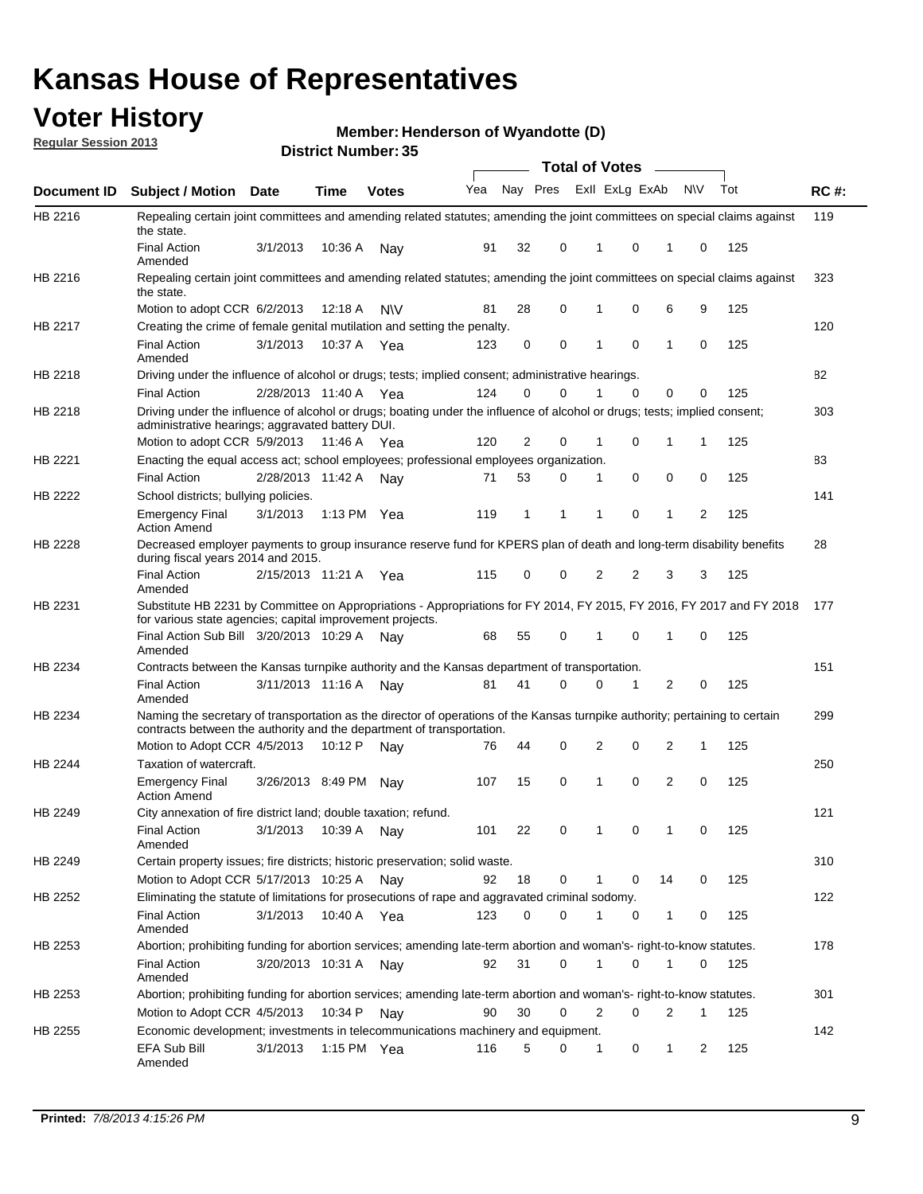# Kansas House of Representatives

## Voter History

**Regular Session 2013**

**Member: Henderson of Wyandotte (D)**

**District Number: 35**

| Document ID | Subject / Motion | Date | Time | Votes | Yea | Nay | Pres | ExII | ExLg | ExAb | N\V | Tot | RC #: |
|---|---|---|---|---|---|---|---|---|---|---|---|---|---|
| HB 2216 | Repealing certain joint committees and amending related statutes; amending the joint committees on special claims against the state. | | | | | | | | | | | | 119 |
| | Final Action Amended | 3/1/2013 | 10:36 A | Nay | 91 | 32 | 0 | 1 | 0 | 1 | 0 | 125 | |
| HB 2216 | Repealing certain joint committees and amending related statutes; amending the joint committees on special claims against the state. | | | | | | | | | | | | 323 |
| | Motion to adopt CCR | 6/2/2013 | 12:18 A | N\V | 81 | 28 | 0 | 1 | 0 | 6 | 9 | 125 | |
| HB 2217 | Creating the crime of female genital mutilation and setting the penalty. | | | | | | | | | | | | 120 |
| | Final Action Amended | 3/1/2013 | 10:37 A | Yea | 123 | 0 | 0 | 1 | 0 | 1 | 0 | 125 | |
| HB 2218 | Driving under the influence of alcohol or drugs; tests; implied consent; administrative hearings. | | | | | | | | | | | | 82 |
| | Final Action | 2/28/2013 | 11:40 A | Yea | 124 | 0 | 0 | 1 | 0 | 0 | 0 | 125 | |
| HB 2218 | Driving under the influence of alcohol or drugs; boating under the influence of alcohol or drugs; tests; implied consent; administrative hearings; aggravated battery DUI. | | | | | | | | | | | | 303 |
| | Motion to adopt CCR | 5/9/2013 | 11:46 A | Yea | 120 | 2 | 0 | 1 | 0 | 1 | 1 | 125 | |
| HB 2221 | Enacting the equal access act; school employees; professional employees organization. | | | | | | | | | | | | 83 |
| | Final Action | 2/28/2013 | 11:42 A | Nay | 71 | 53 | 0 | 1 | 0 | 0 | 0 | 125 | |
| HB 2222 | School districts; bullying policies. | | | | | | | | | | | | 141 |
| | Emergency Final Action Amend | 3/1/2013 | 1:13 PM | Yea | 119 | 1 | 1 | 1 | 0 | 1 | 2 | 125 | |
| HB 2228 | Decreased employer payments to group insurance reserve fund for KPERS plan of death and long-term disability benefits during fiscal years 2014 and 2015. | | | | | | | | | | | | 28 |
| | Final Action Amended | 2/15/2013 | 11:21 A | Yea | 115 | 0 | 0 | 2 | 2 | 3 | 3 | 125 | |
| HB 2231 | Substitute HB 2231 by Committee on Appropriations - Appropriations for FY 2014, FY 2015, FY 2016, FY 2017 and FY 2018 for various state agencies; capital improvement projects. | | | | | | | | | | | | 177 |
| | Final Action Sub Bill Amended | 3/20/2013 | 10:29 A | Nay | 68 | 55 | 0 | 1 | 0 | 1 | 0 | 125 | |
| HB 2234 | Contracts between the Kansas turnpike authority and the Kansas department of transportation. | | | | | | | | | | | | 151 |
| | Final Action Amended | 3/11/2013 | 11:16 A | Nay | 81 | 41 | 0 | 0 | 1 | 2 | 0 | 125 | |
| HB 2234 | Naming the secretary of transportation as the director of operations of the Kansas turnpike authority; pertaining to certain contracts between the authority and the department of transportation. | | | | | | | | | | | | 299 |
| | Motion to Adopt CCR | 4/5/2013 | 10:12 P | Nay | 76 | 44 | 0 | 2 | 0 | 2 | 1 | 125 | |
| HB 2244 | Taxation of watercraft. | | | | | | | | | | | | 250 |
| | Emergency Final Action Amend | 3/26/2013 | 8:49 PM | Nay | 107 | 15 | 0 | 1 | 0 | 2 | 0 | 125 | |
| HB 2249 | City annexation of fire district land; double taxation; refund. | | | | | | | | | | | | 121 |
| | Final Action Amended | 3/1/2013 | 10:39 A | Nay | 101 | 22 | 0 | 1 | 0 | 1 | 0 | 125 | |
| HB 2249 | Certain property issues; fire districts; historic preservation; solid waste. | | | | | | | | | | | | 310 |
| | Motion to Adopt CCR | 5/17/2013 | 10:25 A | Nay | 92 | 18 | 0 | 1 | 0 | 14 | 0 | 125 | |
| HB 2252 | Eliminating the statute of limitations for prosecutions of rape and aggravated criminal sodomy. | | | | | | | | | | | | 122 |
| | Final Action Amended | 3/1/2013 | 10:40 A | Yea | 123 | 0 | 0 | 1 | 0 | 1 | 0 | 125 | |
| HB 2253 | Abortion; prohibiting funding for abortion services; amending late-term abortion and woman's- right-to-know statutes. | | | | | | | | | | | | 178 |
| | Final Action Amended | 3/20/2013 | 10:31 A | Nay | 92 | 31 | 0 | 1 | 0 | 1 | 0 | 125 | |
| HB 2253 | Abortion; prohibiting funding for abortion services; amending late-term abortion and woman's- right-to-know statutes. | | | | | | | | | | | | 301 |
| | Motion to Adopt CCR | 4/5/2013 | 10:34 P | Nay | 90 | 30 | 0 | 2 | 0 | 2 | 1 | 125 | |
| HB 2255 | Economic development; investments in telecommunications machinery and equipment. | | | | | | | | | | | | 142 |
| | EFA Sub Bill Amended | 3/1/2013 | 1:15 PM | Yea | 116 | 5 | 0 | 1 | 0 | 1 | 2 | 125 | |

**Printed:** *7/8/2013 4:15:26 PM*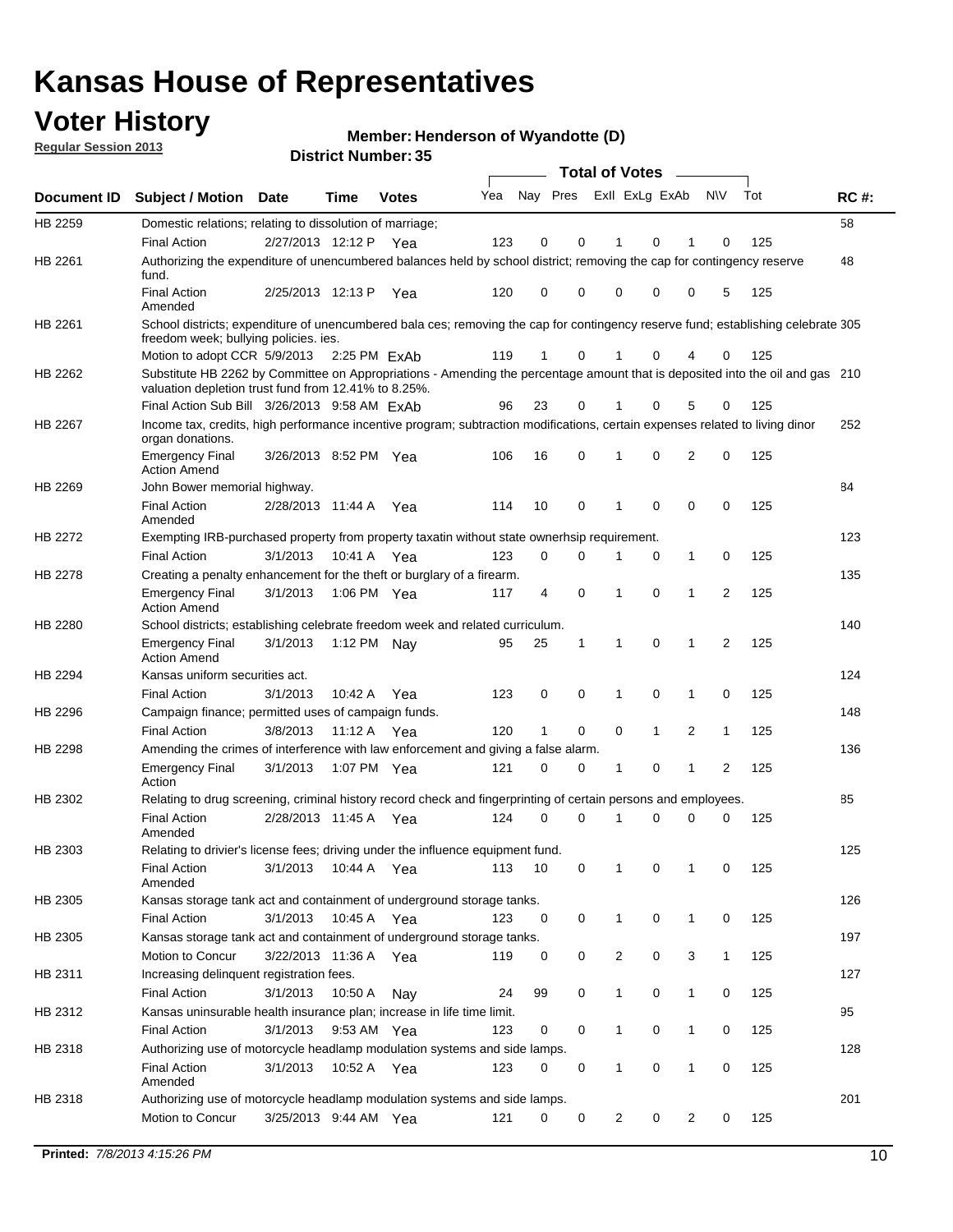# Kansas House of Representatives

## Voter History

**Regular Session 2013**

**Member: Henderson of Wyandotte (D)**

**District Number: 35**

| Document ID | Subject / Motion | Date | Time | Votes | Yea | Nay | Pres | ExII | ExLg | ExAb | N\V | Tot | RC #: |
|---|---|---|---|---|---|---|---|---|---|---|---|---|---|
| HB 2259 | Domestic relations; relating to dissolution of marriage; | | | | | | | | | | | | 58 |
| | Final Action | 2/27/2013 | 12:12 P | Yea | 123 | 0 | 0 | 1 | 0 | 1 | 0 | 125 | |
| HB 2261 | Authorizing the expenditure of unencumbered balances held by school district; removing the cap for contingency reserve fund. | | | | | | | | | | | | 48 |
| | Final Action Amended | 2/25/2013 | 12:13 P | Yea | 120 | 0 | 0 | 0 | 0 | 0 | 5 | 125 | |
| HB 2261 | School districts; expenditure of unencumbered bala ces; removing the cap for contingency reserve fund; establishing celebrate freedom week; bullying policies. ies. | | | | | | | | | | | | 305 |
| | Motion to adopt CCR | 5/9/2013 | 2:25 PM | ExAb | 119 | 1 | 0 | 1 | 0 | 4 | 0 | 125 | |
| HB 2262 | Substitute HB 2262 by Committee on Appropriations - Amending the percentage amount that is deposited into the oil and gas valuation depletion trust fund from 12.41% to 8.25%. | | | | | | | | | | | | 210 |
| | Final Action Sub Bill | 3/26/2013 | 9:58 AM | ExAb | 96 | 23 | 0 | 1 | 0 | 5 | 0 | 125 | |
| HB 2267 | Income tax, credits, high performance incentive program; subtraction modifications, certain expenses related to living dinor organ donations. | | | | | | | | | | | | 252 |
| | Emergency Final Action Amend | 3/26/2013 | 8:52 PM | Yea | 106 | 16 | 0 | 1 | 0 | 2 | 0 | 125 | |
| HB 2269 | John Bower memorial highway. | | | | | | | | | | | | 84 |
| | Final Action Amended | 2/28/2013 | 11:44 A | Yea | 114 | 10 | 0 | 1 | 0 | 0 | 0 | 125 | |
| HB 2272 | Exempting IRB-purchased property from property taxatin without state ownerhsip requirement. | | | | | | | | | | | | 123 |
| | Final Action | 3/1/2013 | 10:41 A | Yea | 123 | 0 | 0 | 1 | 0 | 1 | 0 | 125 | |
| HB 2278 | Creating a penalty enhancement for the theft or burglary of a firearm. | | | | | | | | | | | | 135 |
| | Emergency Final Action Amend | 3/1/2013 | 1:06 PM | Yea | 117 | 4 | 0 | 1 | 0 | 1 | 2 | 125 | |
| HB 2280 | School districts; establishing celebrate freedom week and related curriculum. | | | | | | | | | | | | 140 |
| | Emergency Final Action Amend | 3/1/2013 | 1:12 PM | Nay | 95 | 25 | 1 | 1 | 0 | 1 | 2 | 125 | |
| HB 2294 | Kansas uniform securities act. | | | | | | | | | | | | 124 |
| | Final Action | 3/1/2013 | 10:42 A | Yea | 123 | 0 | 0 | 1 | 0 | 1 | 0 | 125 | |
| HB 2296 | Campaign finance; permitted uses of campaign funds. | | | | | | | | | | | | 148 |
| | Final Action | 3/8/2013 | 11:12 A | Yea | 120 | 1 | 0 | 0 | 1 | 2 | 1 | 125 | |
| HB 2298 | Amending the crimes of interference with law enforcement and giving a false alarm. | | | | | | | | | | | | 136 |
| | Emergency Final Action | 3/1/2013 | 1:07 PM | Yea | 121 | 0 | 0 | 1 | 0 | 1 | 2 | 125 | |
| HB 2302 | Relating to drug screening, criminal history record check and fingerprinting of certain persons and employees. | | | | | | | | | | | | 85 |
| | Final Action Amended | 2/28/2013 | 11:45 A | Yea | 124 | 0 | 0 | 1 | 0 | 0 | 0 | 125 | |
| HB 2303 | Relating to drivier's license fees; driving under the influence equipment fund. | | | | | | | | | | | | 125 |
| | Final Action Amended | 3/1/2013 | 10:44 A | Yea | 113 | 10 | 0 | 1 | 0 | 1 | 0 | 125 | |
| HB 2305 | Kansas storage tank act and containment of underground storage tanks. | | | | | | | | | | | | 126 |
| | Final Action | 3/1/2013 | 10:45 A | Yea | 123 | 0 | 0 | 1 | 0 | 1 | 0 | 125 | |
| HB 2305 | Kansas storage tank act and containment of underground storage tanks. | | | | | | | | | | | | 197 |
| | Motion to Concur | 3/22/2013 | 11:36 A | Yea | 119 | 0 | 0 | 2 | 0 | 3 | 1 | 125 | |
| HB 2311 | Increasing delinquent registration fees. | | | | | | | | | | | | 127 |
| | Final Action | 3/1/2013 | 10:50 A | Nay | 24 | 99 | 0 | 1 | 0 | 1 | 0 | 125 | |
| HB 2312 | Kansas uninsurable health insurance plan; increase in life time limit. | | | | | | | | | | | | 95 |
| | Final Action | 3/1/2013 | 9:53 AM | Yea | 123 | 0 | 0 | 1 | 0 | 1 | 0 | 125 | |
| HB 2318 | Authorizing use of motorcycle headlamp modulation systems and side lamps. | | | | | | | | | | | | 128 |
| | Final Action Amended | 3/1/2013 | 10:52 A | Yea | 123 | 0 | 0 | 1 | 0 | 1 | 0 | 125 | |
| HB 2318 | Authorizing use of motorcycle headlamp modulation systems and side lamps. | | | | | | | | | | | | 201 |
| | Motion to Concur | 3/25/2013 | 9:44 AM | Yea | 121 | 0 | 0 | 2 | 0 | 2 | 0 | 125 | |

**Printed:** *7/8/2013 4:15:26 PM*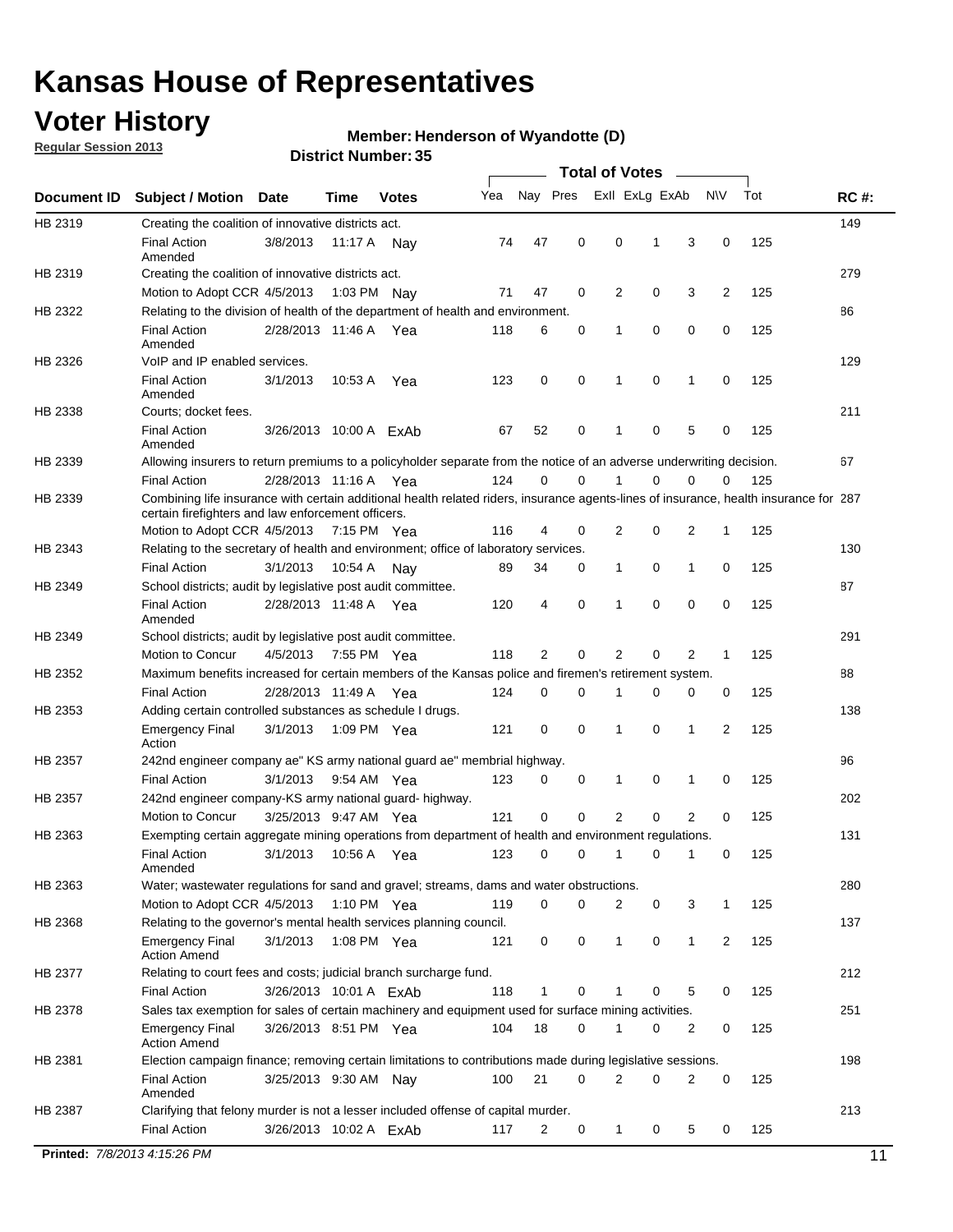# Kansas House of Representatives

## Voter History

**Regular Session 2013**

**Member: Henderson of Wyandotte (D)**

**District Number: 35**

| Document ID | Subject / Motion | Date | Time | Votes | Yea | Nay | Pres | ExII | ExLg | ExAb | N\V | Tot | RC #: |
|---|---|---|---|---|---|---|---|---|---|---|---|---|---|
| HB 2319 | Creating the coalition of innovative districts act. | | | | | | | | | | | | 149 |
| | Final Action Amended | 3/8/2013 | 11:17 A | Nay | 74 | 47 | 0 | 0 | 1 | 3 | 0 | 125 | |
| HB 2319 | Creating the coalition of innovative districts act. | | | | | | | | | | | | 279 |
| | Motion to Adopt CCR | 4/5/2013 | 1:03 PM | Nay | 71 | 47 | 0 | 2 | 0 | 3 | 2 | 125 | |
| HB 2322 | Relating to the division of health of the department of health and environment. | | | | | | | | | | | | 86 |
| | Final Action Amended | 2/28/2013 | 11:46 A | Yea | 118 | 6 | 0 | 1 | 0 | 0 | 0 | 125 | |
| HB 2326 | VoIP and IP enabled services. | | | | | | | | | | | | 129 |
| | Final Action Amended | 3/1/2013 | 10:53 A | Yea | 123 | 0 | 0 | 1 | 0 | 1 | 0 | 125 | |
| HB 2338 | Courts; docket fees. | | | | | | | | | | | | 211 |
| | Final Action Amended | 3/26/2013 | 10:00 A | ExAb | 67 | 52 | 0 | 1 | 0 | 5 | 0 | 125 | |
| HB 2339 | Allowing insurers to return premiums to a policyholder separate from the notice of an adverse underwriting decision. | | | | | | | | | | | | 67 |
| | Final Action | 2/28/2013 | 11:16 A | Yea | 124 | 0 | 0 | 1 | 0 | 0 | 0 | 125 | |
| HB 2339 | Combining life insurance with certain additional health related riders, insurance agents-lines of insurance, health insurance for certain firefighters and law enforcement officers. | | | | | | | | | | | | 287 |
| | Motion to Adopt CCR | 4/5/2013 | 7:15 PM | Yea | 116 | 4 | 0 | 2 | 0 | 2 | 1 | 125 | |
| HB 2343 | Relating to the secretary of health and environment; office of laboratory services. | | | | | | | | | | | | 130 |
| | Final Action | 3/1/2013 | 10:54 A | Nay | 89 | 34 | 0 | 1 | 0 | 1 | 0 | 125 | |
| HB 2349 | School districts; audit by legislative post audit committee. | | | | | | | | | | | | 87 |
| | Final Action Amended | 2/28/2013 | 11:48 A | Yea | 120 | 4 | 0 | 1 | 0 | 0 | 0 | 125 | |
| HB 2349 | School districts; audit by legislative post audit committee. | | | | | | | | | | | | 291 |
| | Motion to Concur | 4/5/2013 | 7:55 PM | Yea | 118 | 2 | 0 | 2 | 0 | 2 | 1 | 125 | |
| HB 2352 | Maximum benefits increased for certain members of the Kansas police and firemen's retirement system. | | | | | | | | | | | | 88 |
| | Final Action | 2/28/2013 | 11:49 A | Yea | 124 | 0 | 0 | 1 | 0 | 0 | 0 | 125 | |
| HB 2353 | Adding certain controlled substances as schedule I drugs. | | | | | | | | | | | | 138 |
| | Emergency Final Action | 3/1/2013 | 1:09 PM | Yea | 121 | 0 | 0 | 1 | 0 | 1 | 2 | 125 | |
| HB 2357 | 242nd engineer company ae" KS army national guard ae" membrial highway. | | | | | | | | | | | | 96 |
| | Final Action | 3/1/2013 | 9:54 AM | Yea | 123 | 0 | 0 | 1 | 0 | 1 | 0 | 125 | |
| HB 2357 | 242nd engineer company-KS army national guard- highway. | | | | | | | | | | | | 202 |
| | Motion to Concur | 3/25/2013 | 9:47 AM | Yea | 121 | 0 | 0 | 2 | 0 | 2 | 0 | 125 | |
| HB 2363 | Exempting certain aggregate mining operations from department of health and environment regulations. | | | | | | | | | | | | 131 |
| | Final Action Amended | 3/1/2013 | 10:56 A | Yea | 123 | 0 | 0 | 1 | 0 | 1 | 0 | 125 | |
| HB 2363 | Water; wastewater regulations for sand and gravel; streams, dams and water obstructions. | | | | | | | | | | | | 280 |
| | Motion to Adopt CCR | 4/5/2013 | 1:10 PM | Yea | 119 | 0 | 0 | 2 | 0 | 3 | 1 | 125 | |
| HB 2368 | Relating to the governor's mental health services planning council. | | | | | | | | | | | | 137 |
| | Emergency Final Action Amend | 3/1/2013 | 1:08 PM | Yea | 121 | 0 | 0 | 1 | 0 | 1 | 2 | 125 | |
| HB 2377 | Relating to court fees and costs; judicial branch surcharge fund. | | | | | | | | | | | | 212 |
| | Final Action | 3/26/2013 | 10:01 A | ExAb | 118 | 1 | 0 | 1 | 0 | 5 | 0 | 125 | |
| HB 2378 | Sales tax exemption for sales of certain machinery and equipment used for surface mining activities. | | | | | | | | | | | | 251 |
| | Emergency Final Action Amend | 3/26/2013 | 8:51 PM | Yea | 104 | 18 | 0 | 1 | 0 | 2 | 0 | 125 | |
| HB 2381 | Election campaign finance; removing certain limitations to contributions made during legislative sessions. | | | | | | | | | | | | 198 |
| | Final Action Amended | 3/25/2013 | 9:30 AM | Nay | 100 | 21 | 0 | 2 | 0 | 2 | 0 | 125 | |
| HB 2387 | Clarifying that felony murder is not a lesser included offense of capital murder. | | | | | | | | | | | | 213 |
| | Final Action | 3/26/2013 | 10:02 A | ExAb | 117 | 2 | 0 | 1 | 0 | 5 | 0 | 125 | |

**Printed:** *7/8/2013 4:15:26 PM*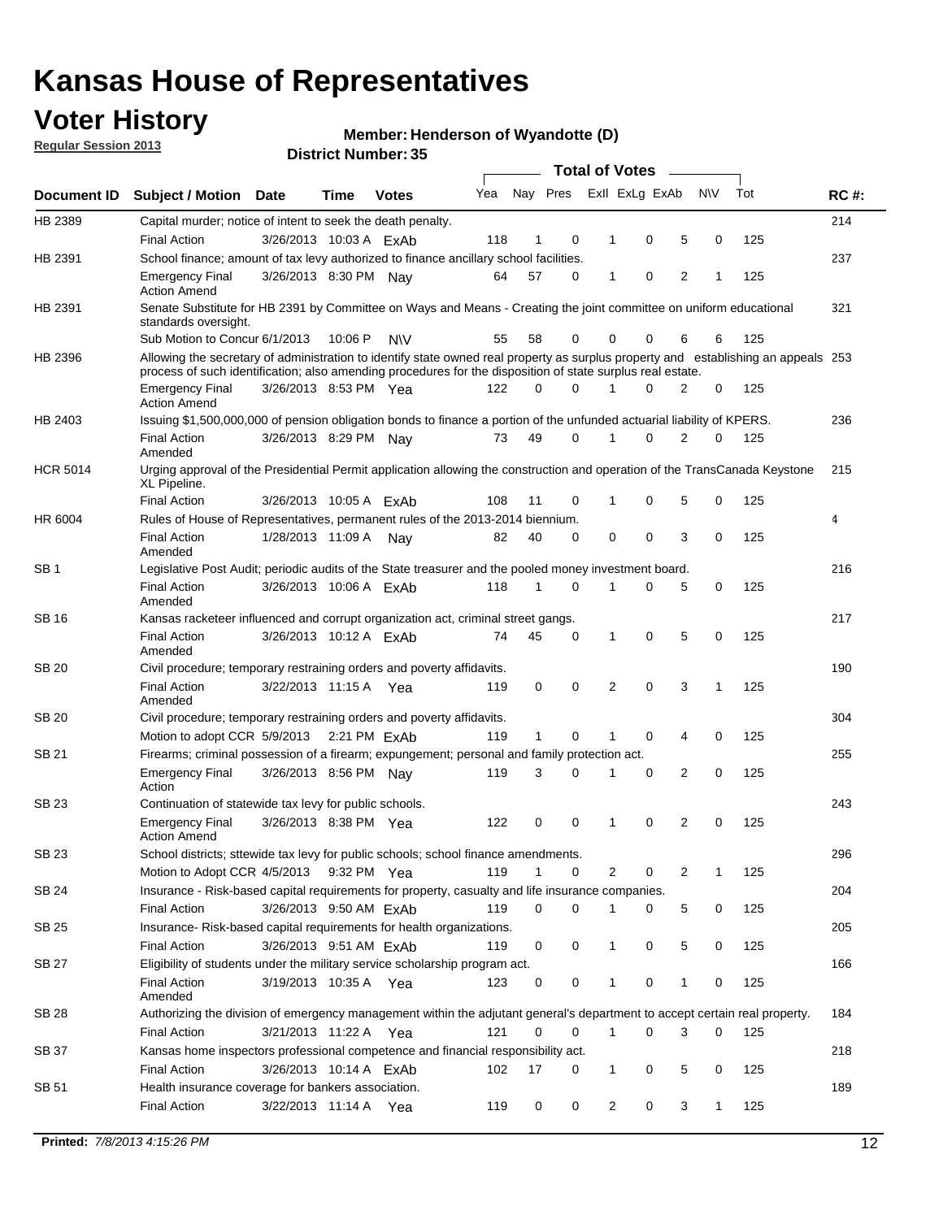# Kansas House of Representatives

## Voter History

**Regular Session 2013**

**Member: Henderson of Wyandotte (D)**

**District Number: 35**

| Document ID | Subject / Motion | Date | Time | Votes | Yea | Nay | Pres | ExII | ExLg | ExAb | N\V | Tot | RC #: |
|---|---|---|---|---|---|---|---|---|---|---|---|---|---|
| HB 2389 | Capital murder; notice of intent to seek the death penalty. | | | | | | | | | | | | 214 |
| | Final Action | 3/26/2013 | 10:03 A | ExAb | 118 | 1 | 0 | 1 | 0 | 5 | 0 | 125 | |
| HB 2391 | School finance; amount of tax levy authorized to finance ancillary school facilities. | | | | | | | | | | | | 237 |
| | Emergency Final Action Amend | 3/26/2013 | 8:30 PM | Nay | 64 | 57 | 0 | 1 | 0 | 2 | 1 | 125 | |
| HB 2391 | Senate Substitute for HB 2391 by Committee on Ways and Means - Creating the joint committee on uniform educational standards oversight. | | | | | | | | | | | | 321 |
| | Sub Motion to Concur | 6/1/2013 | 10:06 P | N\V | 55 | 58 | 0 | 0 | 0 | 6 | 6 | 125 | |
| HB 2396 | Allowing the secretary of administration to identify state owned real property as surplus property and establishing an appeals process of such identification; also amending procedures for the disposition of state surplus real estate. | | | | | | | | | | | | 253 |
| | Emergency Final Action Amend | 3/26/2013 | 8:53 PM | Yea | 122 | 0 | 0 | 1 | 0 | 2 | 0 | 125 | |
| HB 2403 | Issuing $1,500,000,000 of pension obligation bonds to finance a portion of the unfunded actuarial liability of KPERS. | | | | | | | | | | | | 236 |
| | Final Action Amended | 3/26/2013 | 8:29 PM | Nay | 73 | 49 | 0 | 1 | 0 | 2 | 0 | 125 | |
| HCR 5014 | Urging approval of the Presidential Permit application allowing the construction and operation of the TransCanada Keystone XL Pipeline. | | | | | | | | | | | | 215 |
| | Final Action | 3/26/2013 | 10:05 A | ExAb | 108 | 11 | 0 | 1 | 0 | 5 | 0 | 125 | |
| HR 6004 | Rules of House of Representatives, permanent rules of the 2013-2014 biennium. | | | | | | | | | | | | 4 |
| | Final Action Amended | 1/28/2013 | 11:09 A | Nay | 82 | 40 | 0 | 0 | 0 | 3 | 0 | 125 | |
| SB 1 | Legislative Post Audit; periodic audits of the State treasurer and the pooled money investment board. | | | | | | | | | | | | 216 |
| | Final Action Amended | 3/26/2013 | 10:06 A | ExAb | 118 | 1 | 0 | 1 | 0 | 5 | 0 | 125 | |
| SB 16 | Kansas racketeer influenced and corrupt organization act, criminal street gangs. | | | | | | | | | | | | 217 |
| | Final Action Amended | 3/26/2013 | 10:12 A | ExAb | 74 | 45 | 0 | 1 | 0 | 5 | 0 | 125 | |
| SB 20 | Civil procedure; temporary restraining orders and poverty affidavits. | | | | | | | | | | | | 190 |
| | Final Action Amended | 3/22/2013 | 11:15 A | Yea | 119 | 0 | 0 | 2 | 0 | 3 | 1 | 125 | |
| SB 20 | Civil procedure; temporary restraining orders and poverty affidavits. | | | | | | | | | | | | 304 |
| | Motion to adopt CCR | 5/9/2013 | 2:21 PM | ExAb | 119 | 1 | 0 | 1 | 0 | 4 | 0 | 125 | |
| SB 21 | Firearms; criminal possession of a firearm; expungement; personal and family protection act. | | | | | | | | | | | | 255 |
| | Emergency Final Action | 3/26/2013 | 8:56 PM | Nay | 119 | 3 | 0 | 1 | 0 | 2 | 0 | 125 | |
| SB 23 | Continuation of statewide tax levy for public schools. | | | | | | | | | | | | 243 |
| | Emergency Final Action Amend | 3/26/2013 | 8:38 PM | Yea | 122 | 0 | 0 | 1 | 0 | 2 | 0 | 125 | |
| SB 23 | School districts; sttewide tax levy for public schools; school finance amendments. | | | | | | | | | | | | 296 |
| | Motion to Adopt CCR | 4/5/2013 | 9:32 PM | Yea | 119 | 1 | 0 | 2 | 0 | 2 | 1 | 125 | |
| SB 24 | Insurance - Risk-based capital requirements for property, casualty and life insurance companies. | | | | | | | | | | | | 204 |
| | Final Action | 3/26/2013 | 9:50 AM | ExAb | 119 | 0 | 0 | 1 | 0 | 5 | 0 | 125 | |
| SB 25 | Insurance- Risk-based capital requirements for health organizations. | | | | | | | | | | | | 205 |
| | Final Action | 3/26/2013 | 9:51 AM | ExAb | 119 | 0 | 0 | 1 | 0 | 5 | 0 | 125 | |
| SB 27 | Eligibility of students under the military service scholarship program act. | | | | | | | | | | | | 166 |
| | Final Action Amended | 3/19/2013 | 10:35 A | Yea | 123 | 0 | 0 | 1 | 0 | 1 | 0 | 125 | |
| SB 28 | Authorizing the division of emergency management within the adjutant general's department to accept certain real property. | | | | | | | | | | | | 184 |
| | Final Action | 3/21/2013 | 11:22 A | Yea | 121 | 0 | 0 | 1 | 0 | 3 | 0 | 125 | |
| SB 37 | Kansas home inspectors professional competence and financial responsibility act. | | | | | | | | | | | | 218 |
| | Final Action | 3/26/2013 | 10:14 A | ExAb | 102 | 17 | 0 | 1 | 0 | 5 | 0 | 125 | |
| SB 51 | Health insurance coverage for bankers association. | | | | | | | | | | | | 189 |
| | Final Action | 3/22/2013 | 11:14 A | Yea | 119 | 0 | 0 | 2 | 0 | 3 | 1 | 125 | |

**Printed:** *7/8/2013 4:15:26 PM*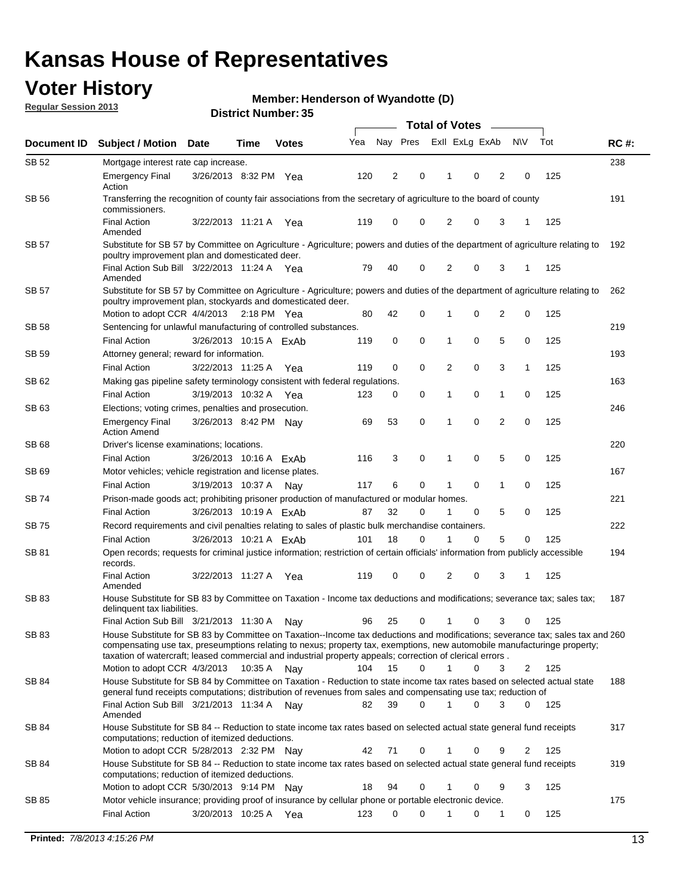# Kansas House of Representatives

## Voter History

**Regular Session 2013**

**Member: Henderson of Wyandotte (D)**

**District Number: 35**

| Document ID | Subject / Motion | Date | Time | Votes | Yea | Nay | Pres | ExII | ExLg | ExAb | N\V | Tot | RC #: |
|---|---|---|---|---|---|---|---|---|---|---|---|---|---|
| SB 52 | Mortgage interest rate cap increase. | | | | | | | | | | | | 238 |
| | Emergency Final Action | 3/26/2013 | 8:32 PM | Yea | 120 | 2 | 0 | 1 | 0 | 2 | 0 | 125 | |
| SB 56 | Transferring the recognition of county fair associations from the secretary of agriculture to the board of county commissioners. | | | | | | | | | | | | 191 |
| | Final Action Amended | 3/22/2013 | 11:21 A | Yea | 119 | 0 | 0 | 2 | 0 | 3 | 1 | 125 | |
| SB 57 | Substitute for SB 57 by Committee on Agriculture - Agriculture; powers and duties of the department of agriculture relating to poultry improvement plan and domesticated deer. | | | | | | | | | | | | 192 |
| | Final Action Sub Bill Amended | 3/22/2013 | 11:24 A | Yea | 79 | 40 | 0 | 2 | 0 | 3 | 1 | 125 | |
| SB 57 | Substitute for SB 57 by Committee on Agriculture - Agriculture; powers and duties of the department of agriculture relating to poultry improvement plan, stockyards and domesticated deer. | | | | | | | | | | | | 262 |
| | Motion to adopt CCR | 4/4/2013 | 2:18 PM | Yea | 80 | 42 | 0 | 1 | 0 | 2 | 0 | 125 | |
| SB 58 | Sentencing for unlawful manufacturing of controlled substances. | | | | | | | | | | | | 219 |
| | Final Action | 3/26/2013 | 10:15 A | ExAb | 119 | 0 | 0 | 1 | 0 | 5 | 0 | 125 | |
| SB 59 | Attorney general; reward for information. | | | | | | | | | | | | 193 |
| | Final Action | 3/22/2013 | 11:25 A | Yea | 119 | 0 | 0 | 2 | 0 | 3 | 1 | 125 | |
| SB 62 | Making gas pipeline safety terminology consistent with federal regulations. | | | | | | | | | | | | 163 |
| | Final Action | 3/19/2013 | 10:32 A | Yea | 123 | 0 | 0 | 1 | 0 | 1 | 0 | 125 | |
| SB 63 | Elections; voting crimes, penalties and prosecution. | | | | | | | | | | | | 246 |
| | Emergency Final Action Amend | 3/26/2013 | 8:42 PM | Nay | 69 | 53 | 0 | 1 | 0 | 2 | 0 | 125 | |
| SB 68 | Driver's license examinations; locations. | | | | | | | | | | | | 220 |
| | Final Action | 3/26/2013 | 10:16 A | ExAb | 116 | 3 | 0 | 1 | 0 | 5 | 0 | 125 | |
| SB 69 | Motor vehicles; vehicle registration and license plates. | | | | | | | | | | | | 167 |
| | Final Action | 3/19/2013 | 10:37 A | Nay | 117 | 6 | 0 | 1 | 0 | 1 | 0 | 125 | |
| SB 74 | Prison-made goods act; prohibiting prisoner production of manufactured or modular homes. | | | | | | | | | | | | 221 |
| | Final Action | 3/26/2013 | 10:19 A | ExAb | 87 | 32 | 0 | 1 | 0 | 5 | 0 | 125 | |
| SB 75 | Record requirements and civil penalties relating to sales of plastic bulk merchandise containers. | | | | | | | | | | | | 222 |
| | Final Action | 3/26/2013 | 10:21 A | ExAb | 101 | 18 | 0 | 1 | 0 | 5 | 0 | 125 | |
| SB 81 | Open records; requests for criminal justice information; restriction of certain officials' information from publicly accessible records. | | | | | | | | | | | | 194 |
| | Final Action Amended | 3/22/2013 | 11:27 A | Yea | 119 | 0 | 0 | 2 | 0 | 3 | 1 | 125 | |
| SB 83 | House Substitute for SB 83 by Committee on Taxation - Income tax deductions and modifications; severance tax; sales tax; delinquent tax liabilities. | | | | | | | | | | | | 187 |
| | Final Action Sub Bill | 3/21/2013 | 11:30 A | Nay | 96 | 25 | 0 | 1 | 0 | 3 | 0 | 125 | |
| SB 83 | House Substitute for SB 83 by Committee on Taxation--Income tax deductions and modifications; severance tax; sales tax and compensating use tax, preseumptions relating to nexus; property tax, exemptions, new automobile manufacturinge property; taxation of watercraft; leased commercial and industrial property appeals; correction of clerical errors . | | | | | | | | | | | | 260 |
| | Motion to adopt CCR | 4/3/2013 | 10:35 A | Nay | 104 | 15 | 0 | 1 | 0 | 3 | 2 | 125 | |
| SB 84 | House Substitute for SB 84 by Committee on Taxation - Reduction to state income tax rates based on selected actual state general fund receipts computations; distribution of revenues from sales and compensating use tax; reduction of | | | | | | | | | | | | 188 |
| | Final Action Sub Bill Amended | 3/21/2013 | 11:34 A | Nay | 82 | 39 | 0 | 1 | 0 | 3 | 0 | 125 | |
| SB 84 | House Substitute for SB 84 -- Reduction to state income tax rates based on selected actual state general fund receipts computations; reduction of itemized deductions. | | | | | | | | | | | | 317 |
| | Motion to adopt CCR | 5/28/2013 | 2:32 PM | Nay | 42 | 71 | 0 | 1 | 0 | 9 | 2 | 125 | |
| SB 84 | House Substitute for SB 84 -- Reduction to state income tax rates based on selected actual state general fund receipts computations; reduction of itemized deductions. | | | | | | | | | | | | 319 |
| | Motion to adopt CCR | 5/30/2013 | 9:14 PM | Nay | 18 | 94 | 0 | 1 | 0 | 9 | 3 | 125 | |
| SB 85 | Motor vehicle insurance; providing proof of insurance by cellular phone or portable electronic device. | | | | | | | | | | | | 175 |
| | Final Action | 3/20/2013 | 10:25 A | Yea | 123 | 0 | 0 | 1 | 0 | 1 | 0 | 125 | |

**Printed:** 7/8/2013 4:15:26 PM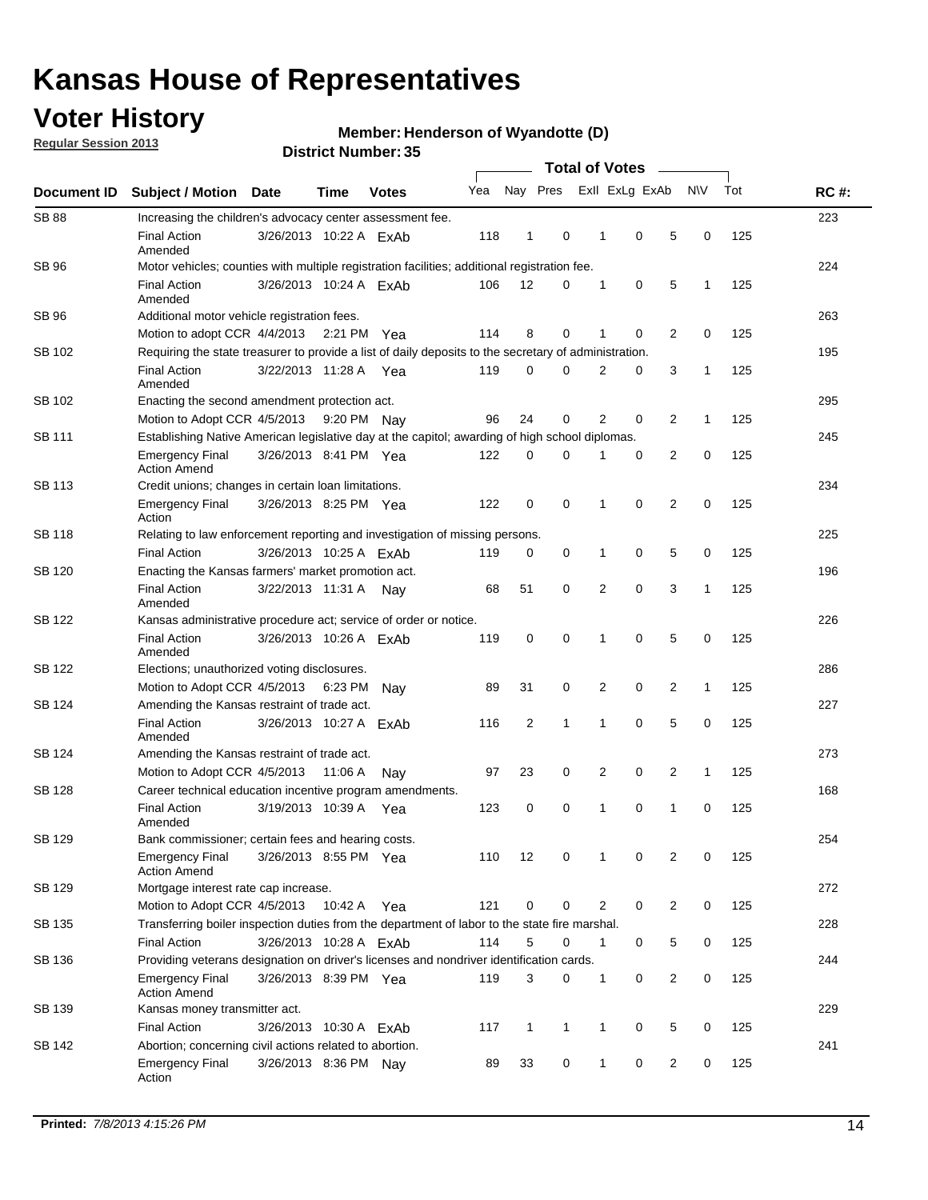# Kansas House of Representatives

## Voter History

**Regular Session 2013**

**Member: Henderson of Wyandotte (D)**

**District Number: 35**

| Document ID | Subject / Motion | Date | Time | Votes | Yea | Nay | Pres | ExII | ExLg | ExAb | N\V | Tot | RC #: |
|---|---|---|---|---|---|---|---|---|---|---|---|---|---|
| SB 88 | Increasing the children's advocacy center assessment fee. | | | | | | | | | | | | 223 |
| | Final Action Amended | 3/26/2013 | 10:22 A | ExAb | 118 | 1 | 0 | 1 | 0 | 5 | 0 | 125 | |
| SB 96 | Motor vehicles; counties with multiple registration facilities; additional registration fee. | | | | | | | | | | | | 224 |
| | Final Action Amended | 3/26/2013 | 10:24 A | ExAb | 106 | 12 | 0 | 1 | 0 | 5 | 1 | 125 | |
| SB 96 | Additional motor vehicle registration fees. | | | | | | | | | | | | 263 |
| | Motion to adopt CCR | 4/4/2013 | 2:21 PM | Yea | 114 | 8 | 0 | 1 | 0 | 2 | 0 | 125 | |
| SB 102 | Requiring the state treasurer to provide a list of daily deposits to the secretary of administration. | | | | | | | | | | | | 195 |
| | Final Action Amended | 3/22/2013 | 11:28 A | Yea | 119 | 0 | 0 | 2 | 0 | 3 | 1 | 125 | |
| SB 102 | Enacting the second amendment protection act. | | | | | | | | | | | | 295 |
| | Motion to Adopt CCR | 4/5/2013 | 9:20 PM | Nay | 96 | 24 | 0 | 2 | 0 | 2 | 1 | 125 | |
| SB 111 | Establishing Native American legislative day at the capitol; awarding of high school diplomas. | | | | | | | | | | | | 245 |
| | Emergency Final Action Amend | 3/26/2013 | 8:41 PM | Yea | 122 | 0 | 0 | 1 | 0 | 2 | 0 | 125 | |
| SB 113 | Credit unions; changes in certain loan limitations. | | | | | | | | | | | | 234 |
| | Emergency Final Action | 3/26/2013 | 8:25 PM | Yea | 122 | 0 | 0 | 1 | 0 | 2 | 0 | 125 | |
| SB 118 | Relating to law enforcement reporting and investigation of missing persons. | | | | | | | | | | | | 225 |
| | Final Action | 3/26/2013 | 10:25 A | ExAb | 119 | 0 | 0 | 1 | 0 | 5 | 0 | 125 | |
| SB 120 | Enacting the Kansas farmers' market promotion act. | | | | | | | | | | | | 196 |
| | Final Action Amended | 3/22/2013 | 11:31 A | Nay | 68 | 51 | 0 | 2 | 0 | 3 | 1 | 125 | |
| SB 122 | Kansas administrative procedure act; service of order or notice. | | | | | | | | | | | | 226 |
| | Final Action Amended | 3/26/2013 | 10:26 A | ExAb | 119 | 0 | 0 | 1 | 0 | 5 | 0 | 125 | |
| SB 122 | Elections; unauthorized voting disclosures. | | | | | | | | | | | | 286 |
| | Motion to Adopt CCR | 4/5/2013 | 6:23 PM | Nay | 89 | 31 | 0 | 2 | 0 | 2 | 1 | 125 | |
| SB 124 | Amending the Kansas restraint of trade act. | | | | | | | | | | | | 227 |
| | Final Action Amended | 3/26/2013 | 10:27 A | ExAb | 116 | 2 | 1 | 1 | 0 | 5 | 0 | 125 | |
| SB 124 | Amending the Kansas restraint of trade act. | | | | | | | | | | | | 273 |
| | Motion to Adopt CCR | 4/5/2013 | 11:06 A | Nay | 97 | 23 | 0 | 2 | 0 | 2 | 1 | 125 | |
| SB 128 | Career technical education incentive program amendments. | | | | | | | | | | | | 168 |
| | Final Action Amended | 3/19/2013 | 10:39 A | Yea | 123 | 0 | 0 | 1 | 0 | 1 | 0 | 125 | |
| SB 129 | Bank commissioner; certain fees and hearing costs. | | | | | | | | | | | | 254 |
| | Emergency Final Action Amend | 3/26/2013 | 8:55 PM | Yea | 110 | 12 | 0 | 1 | 0 | 2 | 0 | 125 | |
| SB 129 | Mortgage interest rate cap increase. | | | | | | | | | | | | 272 |
| | Motion to Adopt CCR | 4/5/2013 | 10:42 A | Yea | 121 | 0 | 0 | 2 | 0 | 2 | 0 | 125 | |
| SB 135 | Transferring boiler inspection duties from the department of labor to the state fire marshal. | | | | | | | | | | | | 228 |
| | Final Action | 3/26/2013 | 10:28 A | ExAb | 114 | 5 | 0 | 1 | 0 | 5 | 0 | 125 | |
| SB 136 | Providing veterans designation on driver's licenses and nondriver identification cards. | | | | | | | | | | | | 244 |
| | Emergency Final Action Amend | 3/26/2013 | 8:39 PM | Yea | 119 | 3 | 0 | 1 | 0 | 2 | 0 | 125 | |
| SB 139 | Kansas money transmitter act. | | | | | | | | | | | | 229 |
| | Final Action | 3/26/2013 | 10:30 A | ExAb | 117 | 1 | 1 | 1 | 0 | 5 | 0 | 125 | |
| SB 142 | Abortion; concerning civil actions related to abortion. | | | | | | | | | | | | 241 |
| | Emergency Final Action | 3/26/2013 | 8:36 PM | Nay | 89 | 33 | 0 | 1 | 0 | 2 | 0 | 125 | |

**Printed:** *7/8/2013 4:15:26 PM*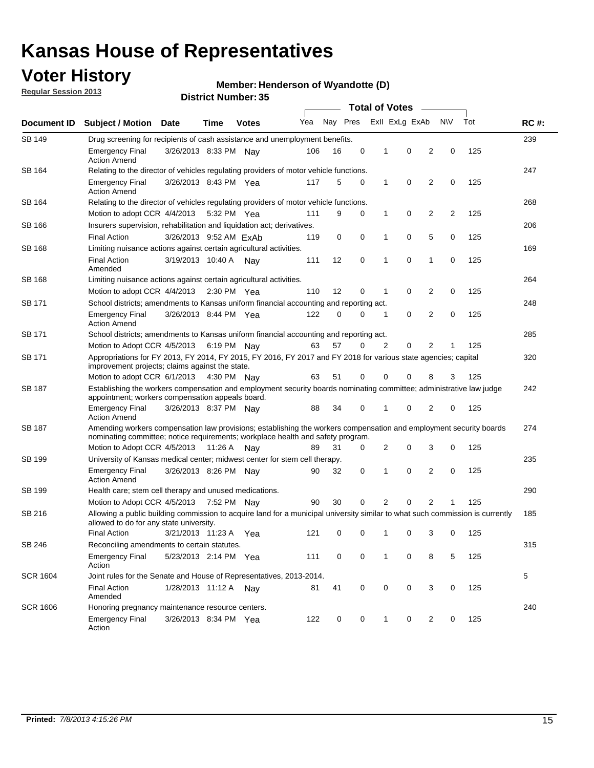# Kansas House of Representatives

## Voter History

**Regular Session 2013**

**Member: Henderson of Wyandotte (D)**

**District Number: 35**

| Document ID | Subject / Motion | Date | Time | Votes | Yea | Nay | Pres | ExII | ExLg | ExAb | N\V | Tot | RC #: |
|---|---|---|---|---|---|---|---|---|---|---|---|---|---|
| SB 149 | Drug screening for recipients of cash assistance and unemployment benefits. | | | | | | | | | | | | 239 |
| | Emergency Final Action Amend | 3/26/2013 | 8:33 PM | Nay | 106 | 16 | 0 | 1 | 0 | 2 | 0 | 125 | |
| SB 164 | Relating to the director of vehicles regulating providers of motor vehicle functions. | | | | | | | | | | | | 247 |
| | Emergency Final Action Amend | 3/26/2013 | 8:43 PM | Yea | 117 | 5 | 0 | 1 | 0 | 2 | 0 | 125 | |
| SB 164 | Relating to the director of vehicles regulating providers of motor vehicle functions. | | | | | | | | | | | | 268 |
| | Motion to adopt CCR | 4/4/2013 | 5:32 PM | Yea | 111 | 9 | 0 | 1 | 0 | 2 | 2 | 125 | |
| SB 166 | Insurers supervision, rehabilitation and liquidation act; derivatives. | | | | | | | | | | | | 206 |
| | Final Action | 3/26/2013 | 9:52 AM | ExAb | 119 | 0 | 0 | 1 | 0 | 5 | 0 | 125 | |
| SB 168 | Limiting nuisance actions against certain agricultural activities. | | | | | | | | | | | | 169 |
| | Final Action Amended | 3/19/2013 | 10:40 A | Nay | 111 | 12 | 0 | 1 | 0 | 1 | 0 | 125 | |
| SB 168 | Limiting nuisance actions against certain agricultural activities. | | | | | | | | | | | | 264 |
| | Motion to adopt CCR | 4/4/2013 | 2:30 PM | Yea | 110 | 12 | 0 | 1 | 0 | 2 | 0 | 125 | |
| SB 171 | School districts; amendments to Kansas uniform financial accounting and reporting act. | | | | | | | | | | | | 248 |
| | Emergency Final Action Amend | 3/26/2013 | 8:44 PM | Yea | 122 | 0 | 0 | 1 | 0 | 2 | 0 | 125 | |
| SB 171 | School districts; amendments to Kansas uniform financial accounting and reporting act. | | | | | | | | | | | | 285 |
| | Motion to Adopt CCR | 4/5/2013 | 6:19 PM | Nay | 63 | 57 | 0 | 2 | 0 | 2 | 1 | 125 | |
| SB 171 | Appropriations for FY 2013, FY 2014, FY 2015, FY 2016, FY 2017 and FY 2018 for various state agencies; capital improvement projects; claims against the state. | | | | | | | | | | | | 320 |
| | Motion to adopt CCR | 6/1/2013 | 4:30 PM | Nay | 63 | 51 | 0 | 0 | 0 | 8 | 3 | 125 | |
| SB 187 | Establishing the workers compensation and employment security boards nominating committee; administrative law judge appointment; workers compensation appeals board. | | | | | | | | | | | | 242 |
| | Emergency Final Action Amend | 3/26/2013 | 8:37 PM | Nay | 88 | 34 | 0 | 1 | 0 | 2 | 0 | 125 | |
| SB 187 | Amending workers compensation law provisions; establishing the workers compensation and employment security boards nominating committee; notice requirements; workplace health and safety program. | | | | | | | | | | | | 274 |
| | Motion to Adopt CCR | 4/5/2013 | 11:26 A | Nay | 89 | 31 | 0 | 2 | 0 | 3 | 0 | 125 | |
| SB 199 | University of Kansas medical center; midwest center for stem cell therapy. | | | | | | | | | | | | 235 |
| | Emergency Final Action Amend | 3/26/2013 | 8:26 PM | Nay | 90 | 32 | 0 | 1 | 0 | 2 | 0 | 125 | |
| SB 199 | Health care; stem cell therapy and unused medications. | | | | | | | | | | | | 290 |
| | Motion to Adopt CCR | 4/5/2013 | 7:52 PM | Nay | 90 | 30 | 0 | 2 | 0 | 2 | 1 | 125 | |
| SB 216 | Allowing a public building commission to acquire land for a municipal university similar to what such commission is currently allowed to do for any state university. | | | | | | | | | | | | 185 |
| | Final Action | 3/21/2013 | 11:23 A | Yea | 121 | 0 | 0 | 1 | 0 | 3 | 0 | 125 | |
| SB 246 | Reconciling amendments to certain statutes. | | | | | | | | | | | | 315 |
| | Emergency Final Action | 5/23/2013 | 2:14 PM | Yea | 111 | 0 | 0 | 1 | 0 | 8 | 5 | 125 | |
| SCR 1604 | Joint rules for the Senate and House of Representatives, 2013-2014. | | | | | | | | | | | | 5 |
| | Final Action Amended | 1/28/2013 | 11:12 A | Nay | 81 | 41 | 0 | 0 | 0 | 3 | 0 | 125 | |
| SCR 1606 | Honoring pregnancy maintenance resource centers. | | | | | | | | | | | | 240 |
| | Emergency Final Action | 3/26/2013 | 8:34 PM | Yea | 122 | 0 | 0 | 1 | 0 | 2 | 0 | 125 | |

**Printed:** *7/8/2013 4:15:26 PM*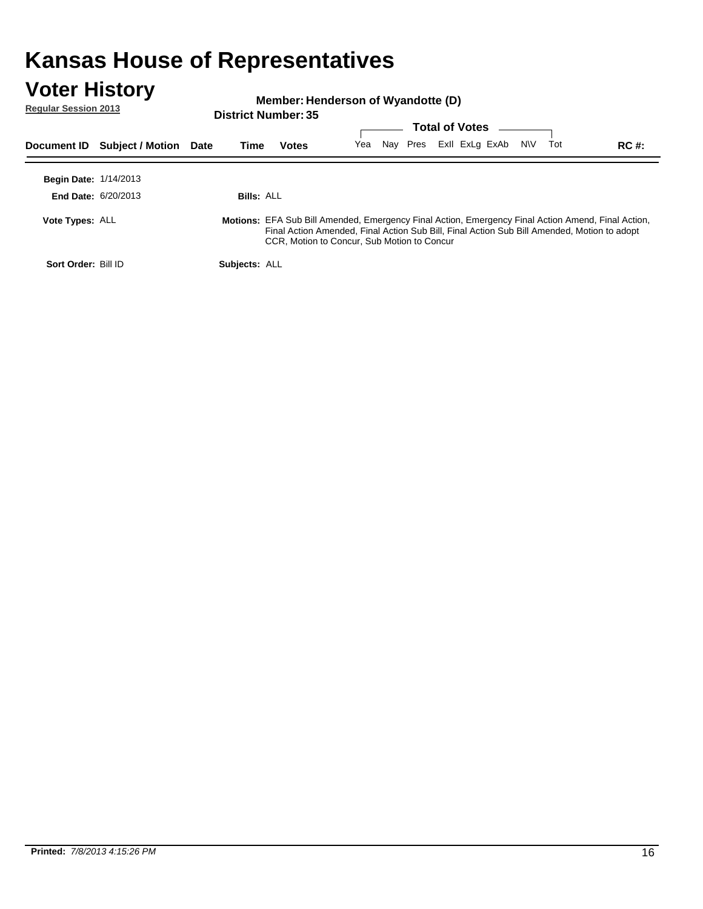# Kansas House of Representatives

## Voter History

**Regular Session 2013**

**Member: Henderson of Wyandotte (D)**

**District Number: 35**

| Document ID | Subject / Motion | Date | Time | Votes | Yea | Nay | Pres | ExII | ExLg | ExAb | N\V | Tot | RC #: |
|---|---|---|---|---|---|---|---|---|---|---|---|---|---|

**Total of Votes**

**Begin Date:** 1/14/2013

**End Date:** 6/20/2013

**Bills:** ALL

**Vote Types:** ALL

**Motions:** EFA Sub Bill Amended, Emergency Final Action, Emergency Final Action Amend, Final Action, Final Action Amended, Final Action Sub Bill, Final Action Sub Bill Amended, Motion to adopt CCR, Motion to Concur, Sub Motion to Concur

**Sort Order:** Bill ID

**Subjects:** ALL

**Printed:** *7/8/2013 4:15:26 PM*